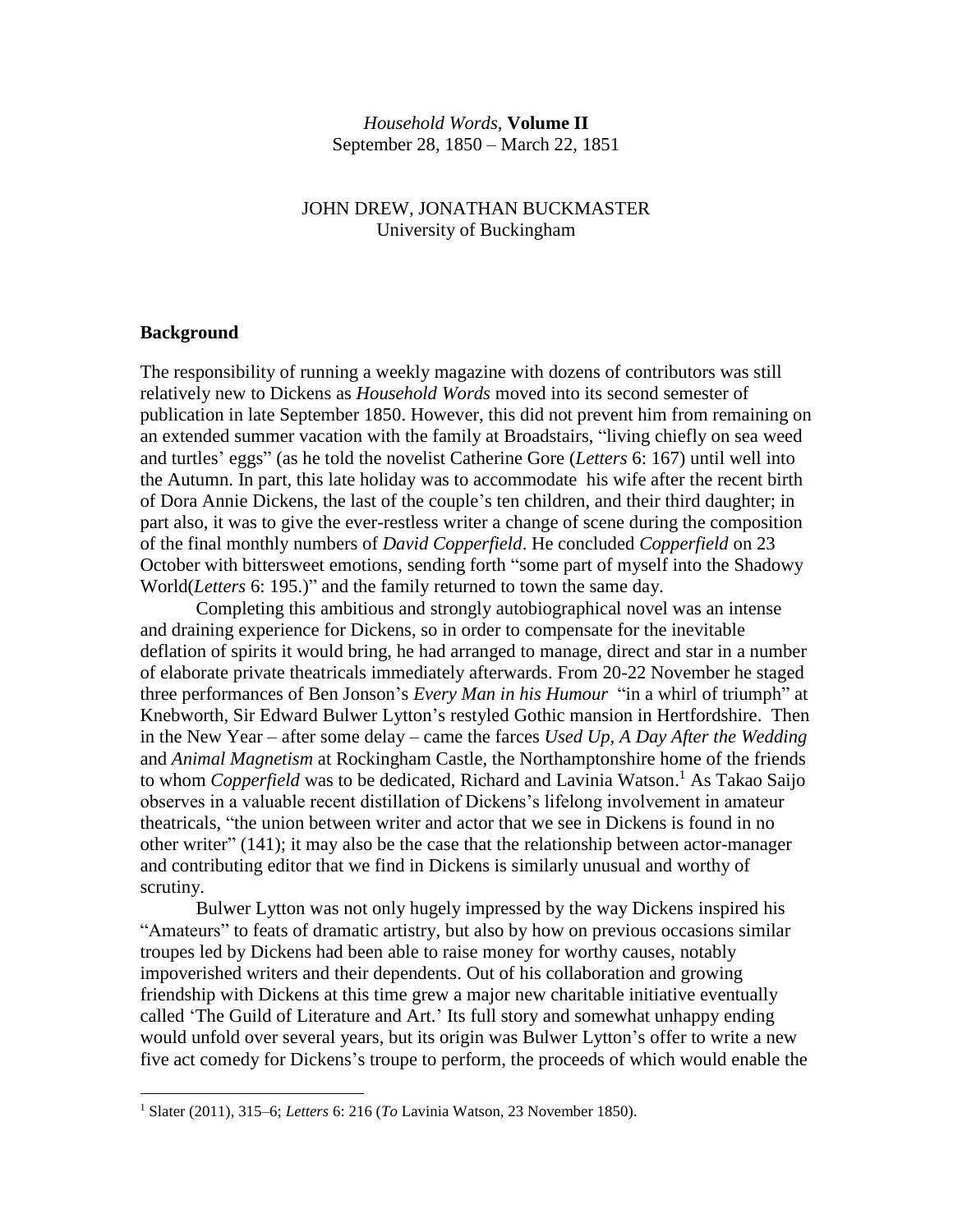*Household Words,* **Volume II**
September 28, 1850 – March 22, 1851

JOHN DREW, JONATHAN BUCKMASTER
University of Buckingham

## Background

The responsibility of running a weekly magazine with dozens of contributors was still relatively new to Dickens as *Household Words* moved into its second semester of publication in late September 1850. However, this did not prevent him from remaining on an extended summer vacation with the family at Broadstairs, "living chiefly on sea weed and turtles' eggs" (as he told the novelist Catherine Gore (*Letters* 6: 167) until well into the Autumn. In part, this late holiday was to accommodate his wife after the recent birth of Dora Annie Dickens, the last of the couple's ten children, and their third daughter; in part also, it was to give the ever-restless writer a change of scene during the composition of the final monthly numbers of *David Copperfield*. He concluded *Copperfield* on 23 October with bittersweet emotions, sending forth "some part of myself into the Shadowy World(*Letters* 6: 195.)" and the family returned to town the same day.

Completing this ambitious and strongly autobiographical novel was an intense and draining experience for Dickens, so in order to compensate for the inevitable deflation of spirits it would bring, he had arranged to manage, direct and star in a number of elaborate private theatricals immediately afterwards. From 20-22 November he staged three performances of Ben Jonson's *Every Man in his Humour* "in a whirl of triumph" at Knebworth, Sir Edward Bulwer Lytton's restyled Gothic mansion in Hertfordshire. Then in the New Year – after some delay – came the farces *Used Up*, *A Day After the Wedding* and *Animal Magnetism* at Rockingham Castle, the Northamptonshire home of the friends to whom *Copperfield* was to be dedicated, Richard and Lavinia Watson.[1] As Takao Saijo observes in a valuable recent distillation of Dickens's lifelong involvement in amateur theatricals, "the union between writer and actor that we see in Dickens is found in no other writer" (141); it may also be the case that the relationship between actor-manager and contributing editor that we find in Dickens is similarly unusual and worthy of scrutiny.

Bulwer Lytton was not only hugely impressed by the way Dickens inspired his "Amateurs" to feats of dramatic artistry, but also by how on previous occasions similar troupes led by Dickens had been able to raise money for worthy causes, notably impoverished writers and their dependents. Out of his collaboration and growing friendship with Dickens at this time grew a major new charitable initiative eventually called 'The Guild of Literature and Art.' Its full story and somewhat unhappy ending would unfold over several years, but its origin was Bulwer Lytton's offer to write a new five act comedy for Dickens's troupe to perform, the proceeds of which would enable the

[1] Slater (2011), 315–6; *Letters* 6: 216 (*To* Lavinia Watson, 23 November 1850).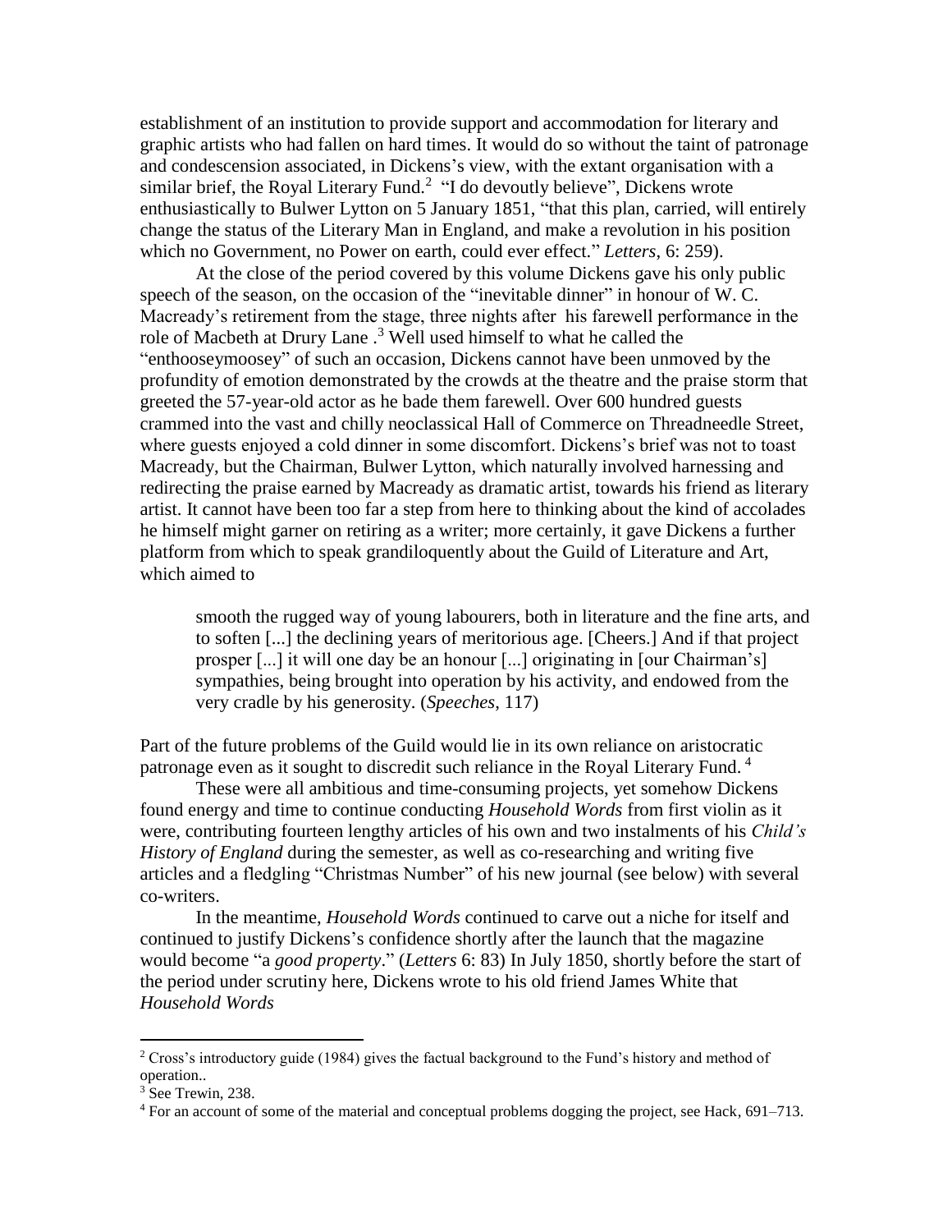establishment of an institution to provide support and accommodation for literary and graphic artists who had fallen on hard times. It would do so without the taint of patronage and condescension associated, in Dickens's view, with the extant organisation with a similar brief, the Royal Literary Fund.[2] "I do devoutly believe", Dickens wrote enthusiastically to Bulwer Lytton on 5 January 1851, "that this plan, carried, will entirely change the status of the Literary Man in England, and make a revolution in his position which no Government, no Power on earth, could ever effect." *Letters*, 6: 259).

At the close of the period covered by this volume Dickens gave his only public speech of the season, on the occasion of the "inevitable dinner" in honour of W. C. Macready's retirement from the stage, three nights after his farewell performance in the role of Macbeth at Drury Lane .[3] Well used himself to what he called the "enthooseymoosey" of such an occasion, Dickens cannot have been unmoved by the profundity of emotion demonstrated by the crowds at the theatre and the praise storm that greeted the 57-year-old actor as he bade them farewell. Over 600 hundred guests crammed into the vast and chilly neoclassical Hall of Commerce on Threadneedle Street, where guests enjoyed a cold dinner in some discomfort. Dickens's brief was not to toast Macready, but the Chairman, Bulwer Lytton, which naturally involved harnessing and redirecting the praise earned by Macready as dramatic artist, towards his friend as literary artist. It cannot have been too far a step from here to thinking about the kind of accolades he himself might garner on retiring as a writer; more certainly, it gave Dickens a further platform from which to speak grandiloquently about the Guild of Literature and Art, which aimed to

> smooth the rugged way of young labourers, both in literature and the fine arts, and to soften [...] the declining years of meritorious age. [Cheers.] And if that project prosper [...] it will one day be an honour [...] originating in [our Chairman's] sympathies, being brought into operation by his activity, and endowed from the very cradle by his generosity. (*Speeches*, 117)

Part of the future problems of the Guild would lie in its own reliance on aristocratic patronage even as it sought to discredit such reliance in the Royal Literary Fund. [4]

These were all ambitious and time-consuming projects, yet somehow Dickens found energy and time to continue conducting *Household Words* from first violin as it were, contributing fourteen lengthy articles of his own and two instalments of his *Child's History of England* during the semester, as well as co-researching and writing five articles and a fledgling "Christmas Number" of his new journal (see below) with several co-writers.

In the meantime, *Household Words* continued to carve out a niche for itself and continued to justify Dickens's confidence shortly after the launch that the magazine would become "a *good property*." (*Letters* 6: 83) In July 1850, shortly before the start of the period under scrutiny here, Dickens wrote to his old friend James White that *Household Words*

---

[2] Cross's introductory guide (1984) gives the factual background to the Fund's history and method of operation..

[3] See Trewin, 238.

[4] For an account of some of the material and conceptual problems dogging the project, see Hack, 691–713.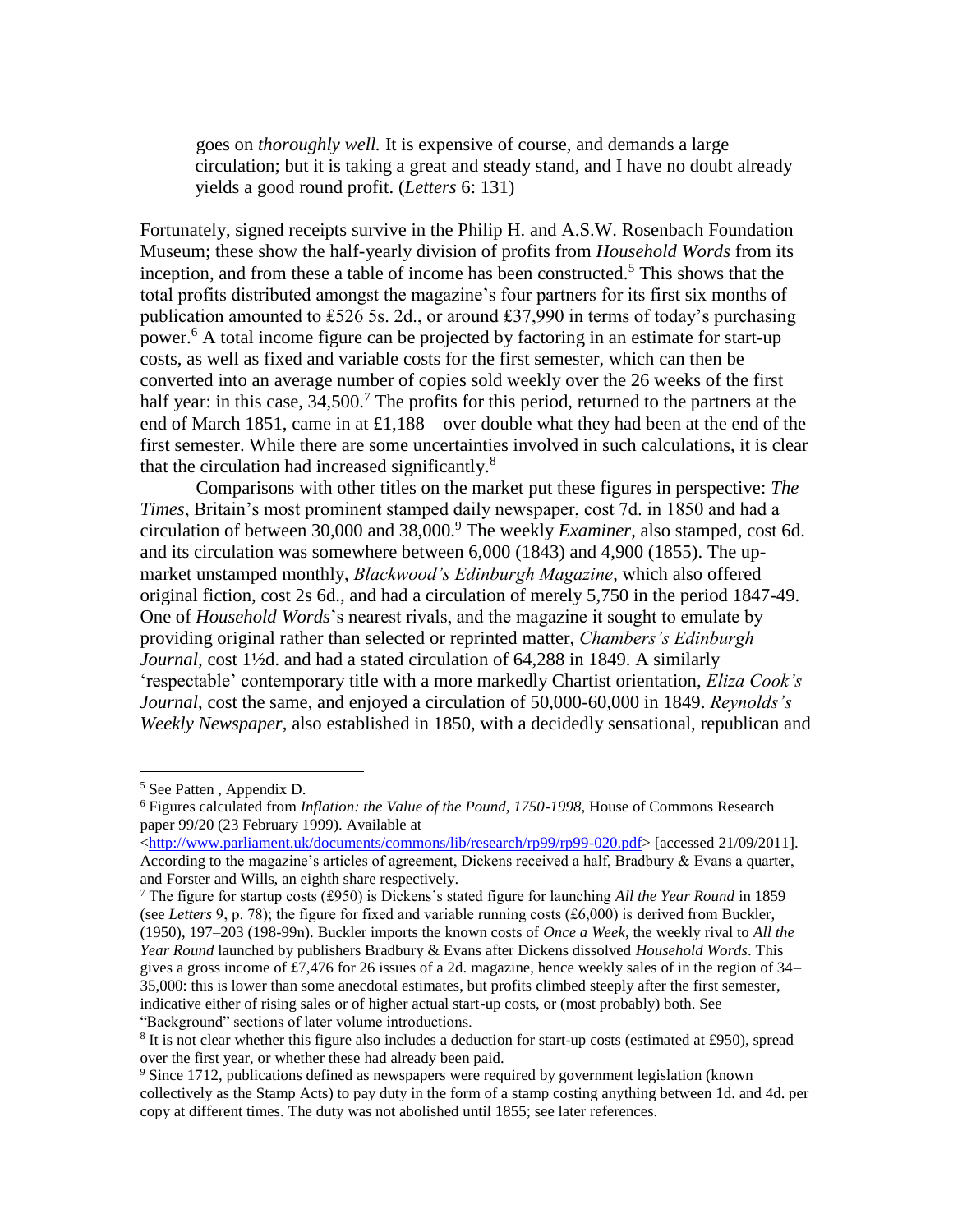> goes on *thoroughly well.* It is expensive of course, and demands a large circulation; but it is taking a great and steady stand, and I have no doubt already yields a good round profit. (*Letters* 6: 131)

Fortunately, signed receipts survive in the Philip H. and A.S.W. Rosenbach Foundation Museum; these show the half-yearly division of profits from *Household Words* from its inception, and from these a table of income has been constructed.[5] This shows that the total profits distributed amongst the magazine's four partners for its first six months of publication amounted to ₤526 5s. 2d., or around ₤37,990 in terms of today's purchasing power.[6] A total income figure can be projected by factoring in an estimate for start-up costs, as well as fixed and variable costs for the first semester, which can then be converted into an average number of copies sold weekly over the 26 weeks of the first half year: in this case, 34,500.[7] The profits for this period, returned to the partners at the end of March 1851, came in at £1,188—over double what they had been at the end of the first semester. While there are some uncertainties involved in such calculations, it is clear that the circulation had increased significantly.[8]

Comparisons with other titles on the market put these figures in perspective: *The Times*, Britain's most prominent stamped daily newspaper, cost 7d. in 1850 and had a circulation of between 30,000 and 38,000.[9] The weekly *Examiner*, also stamped, cost 6d. and its circulation was somewhere between 6,000 (1843) and 4,900 (1855). The up-market unstamped monthly, *Blackwood's Edinburgh Magazine*, which also offered original fiction, cost 2s 6d., and had a circulation of merely 5,750 in the period 1847-49. One of *Household Words*'s nearest rivals, and the magazine it sought to emulate by providing original rather than selected or reprinted matter, *Chambers's Edinburgh Journal*, cost 1½d. and had a stated circulation of 64,288 in 1849. A similarly 'respectable' contemporary title with a more markedly Chartist orientation, *Eliza Cook's Journal*, cost the same, and enjoyed a circulation of 50,000-60,000 in 1849. *Reynolds's Weekly Newspaper*, also established in 1850, with a decidedly sensational, republican and

---

[5] See Patten , Appendix D.

[6] Figures calculated from *Inflation: the Value of the Pound, 1750-1998*, House of Commons Research paper 99/20 (23 February 1999). Available at <http://www.parliament.uk/documents/commons/lib/research/rp99/rp99-020.pdf> [accessed 21/09/2011]. According to the magazine's articles of agreement, Dickens received a half, Bradbury & Evans a quarter, and Forster and Wills, an eighth share respectively.

[7] The figure for startup costs (₤950) is Dickens's stated figure for launching *All the Year Round* in 1859 (see *Letters* 9, p. 78); the figure for fixed and variable running costs (₤6,000) is derived from Buckler, (1950), 197–203 (198-99n). Buckler imports the known costs of *Once a Week*, the weekly rival to *All the Year Round* launched by publishers Bradbury & Evans after Dickens dissolved *Household Words*. This gives a gross income of ₤7,476 for 26 issues of a 2d. magazine, hence weekly sales of in the region of 34–35,000: this is lower than some anecdotal estimates, but profits climbed steeply after the first semester, indicative either of rising sales or of higher actual start-up costs, or (most probably) both. See "Background" sections of later volume introductions.

[8] It is not clear whether this figure also includes a deduction for start-up costs (estimated at £950), spread over the first year, or whether these had already been paid.

[9] Since 1712, publications defined as newspapers were required by government legislation (known collectively as the Stamp Acts) to pay duty in the form of a stamp costing anything between 1d. and 4d. per copy at different times. The duty was not abolished until 1855; see later references.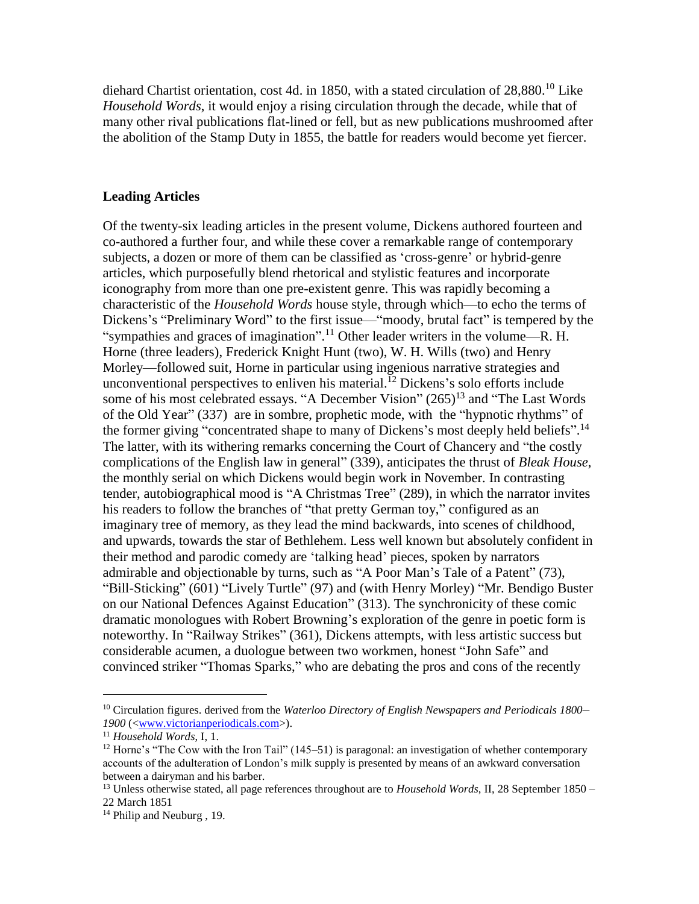diehard Chartist orientation, cost 4d. in 1850, with a stated circulation of 28,880.[10] Like *Household Words*, it would enjoy a rising circulation through the decade, while that of many other rival publications flat-lined or fell, but as new publications mushroomed after the abolition of the Stamp Duty in 1855, the battle for readers would become yet fiercer.

## Leading Articles

Of the twenty-six leading articles in the present volume, Dickens authored fourteen and co-authored a further four, and while these cover a remarkable range of contemporary subjects, a dozen or more of them can be classified as 'cross-genre' or hybrid-genre articles, which purposefully blend rhetorical and stylistic features and incorporate iconography from more than one pre-existent genre. This was rapidly becoming a characteristic of the *Household Words* house style, through which—to echo the terms of Dickens's "Preliminary Word" to the first issue—"moody, brutal fact" is tempered by the "sympathies and graces of imagination".[11] Other leader writers in the volume—R. H. Horne (three leaders), Frederick Knight Hunt (two), W. H. Wills (two) and Henry Morley—followed suit, Horne in particular using ingenious narrative strategies and unconventional perspectives to enliven his material.[12] Dickens's solo efforts include some of his most celebrated essays. "A December Vision" (265)[13] and "The Last Words of the Old Year" (337) are in sombre, prophetic mode, with the "hypnotic rhythms" of the former giving "concentrated shape to many of Dickens's most deeply held beliefs".[14] The latter, with its withering remarks concerning the Court of Chancery and "the costly complications of the English law in general" (339), anticipates the thrust of *Bleak House*, the monthly serial on which Dickens would begin work in November. In contrasting tender, autobiographical mood is "A Christmas Tree" (289), in which the narrator invites his readers to follow the branches of "that pretty German toy," configured as an imaginary tree of memory, as they lead the mind backwards, into scenes of childhood, and upwards, towards the star of Bethlehem. Less well known but absolutely confident in their method and parodic comedy are 'talking head' pieces, spoken by narrators admirable and objectionable by turns, such as "A Poor Man's Tale of a Patent" (73), "Bill-Sticking" (601) "Lively Turtle" (97) and (with Henry Morley) "Mr. Bendigo Buster on our National Defences Against Education" (313). The synchronicity of these comic dramatic monologues with Robert Browning's exploration of the genre in poetic form is noteworthy. In "Railway Strikes" (361), Dickens attempts, with less artistic success but considerable acumen, a duologue between two workmen, honest "John Safe" and convinced striker "Thomas Sparks," who are debating the pros and cons of the recently

---

[10] Circulation figures. derived from the *Waterloo Directory of English Newspapers and Periodicals 1800–1900* (<www.victorianperiodicals.com>).

[11] *Household Words*, I, 1.

[12] Horne's "The Cow with the Iron Tail" (145–51) is paragonal: an investigation of whether contemporary accounts of the adulteration of London's milk supply is presented by means of an awkward conversation between a dairyman and his barber.

[13] Unless otherwise stated, all page references throughout are to *Household Words*, II, 28 September 1850 – 22 March 1851

[14] Philip and Neuburg , 19.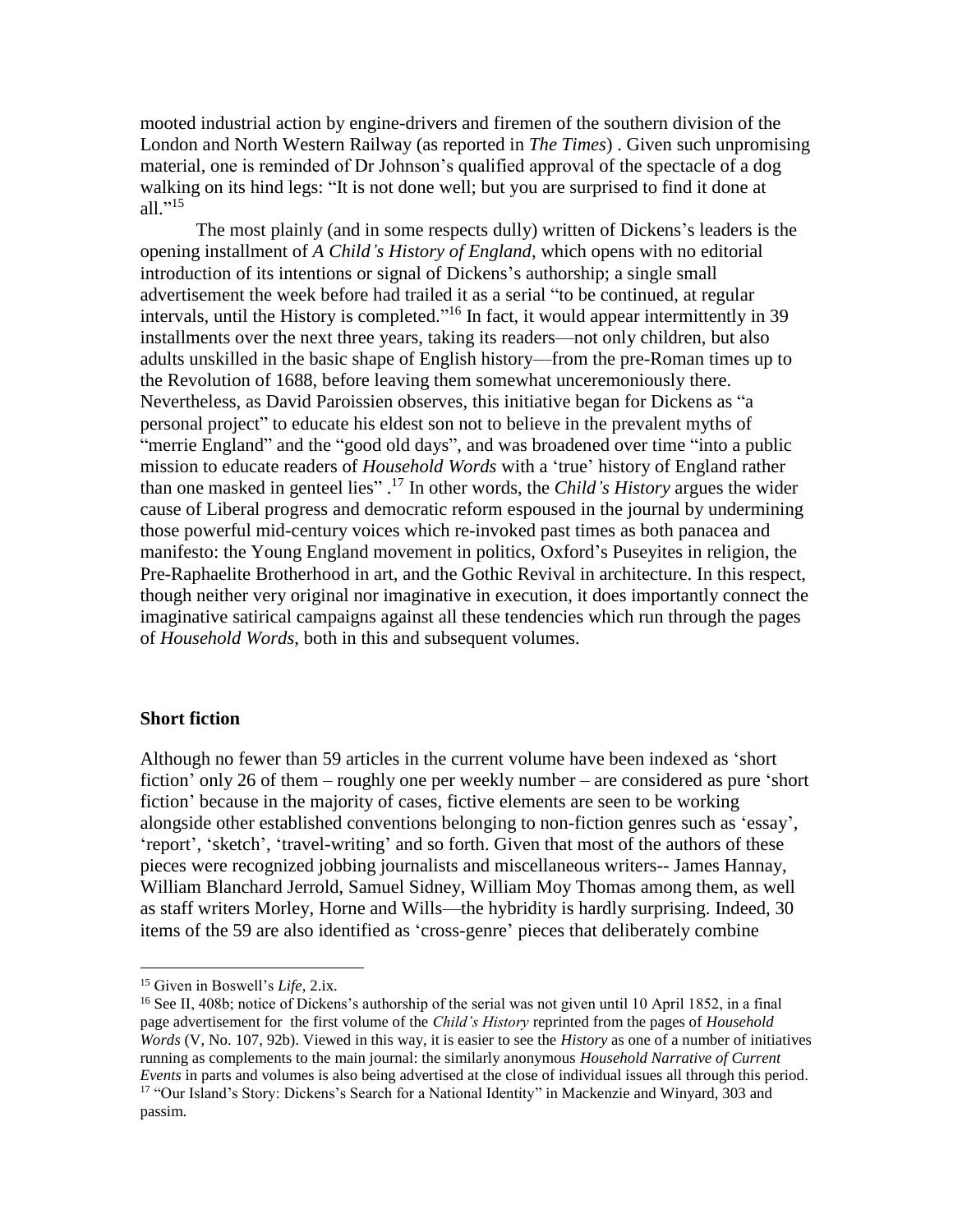mooted industrial action by engine-drivers and firemen of the southern division of the London and North Western Railway (as reported in *The Times*) . Given such unpromising material, one is reminded of Dr Johnson's qualified approval of the spectacle of a dog walking on its hind legs: "It is not done well; but you are surprised to find it done at all."[15]

The most plainly (and in some respects dully) written of Dickens's leaders is the opening installment of *A Child's History of England*, which opens with no editorial introduction of its intentions or signal of Dickens's authorship; a single small advertisement the week before had trailed it as a serial "to be continued, at regular intervals, until the History is completed."[16] In fact, it would appear intermittently in 39 installments over the next three years, taking its readers—not only children, but also adults unskilled in the basic shape of English history—from the pre-Roman times up to the Revolution of 1688, before leaving them somewhat unceremoniously there. Nevertheless, as David Paroissien observes, this initiative began for Dickens as "a personal project" to educate his eldest son not to believe in the prevalent myths of "merrie England" and the "good old days", and was broadened over time "into a public mission to educate readers of *Household Words* with a 'true' history of England rather than one masked in genteel lies" .[17] In other words, the *Child's History* argues the wider cause of Liberal progress and democratic reform espoused in the journal by undermining those powerful mid-century voices which re-invoked past times as both panacea and manifesto: the Young England movement in politics, Oxford's Puseyites in religion, the Pre-Raphaelite Brotherhood in art, and the Gothic Revival in architecture. In this respect, though neither very original nor imaginative in execution, it does importantly connect the imaginative satirical campaigns against all these tendencies which run through the pages of *Household Words*, both in this and subsequent volumes.

## Short fiction

Although no fewer than 59 articles in the current volume have been indexed as 'short fiction' only 26 of them – roughly one per weekly number – are considered as pure 'short fiction' because in the majority of cases, fictive elements are seen to be working alongside other established conventions belonging to non-fiction genres such as 'essay', 'report', 'sketch', 'travel-writing' and so forth. Given that most of the authors of these pieces were recognized jobbing journalists and miscellaneous writers-- James Hannay, William Blanchard Jerrold, Samuel Sidney, William Moy Thomas among them, as well as staff writers Morley, Horne and Wills—the hybridity is hardly surprising. Indeed, 30 items of the 59 are also identified as 'cross-genre' pieces that deliberately combine

---

[15] Given in Boswell's *Life*, 2.ix.

[16] See II, 408b; notice of Dickens's authorship of the serial was not given until 10 April 1852, in a final page advertisement for the first volume of the *Child's History* reprinted from the pages of *Household Words* (V, No. 107, 92b). Viewed in this way, it is easier to see the *History* as one of a number of initiatives running as complements to the main journal: the similarly anonymous *Household Narrative of Current Events* in parts and volumes is also being advertised at the close of individual issues all through this period.

[17] "Our Island's Story: Dickens's Search for a National Identity" in Mackenzie and Winyard, 303 and passim.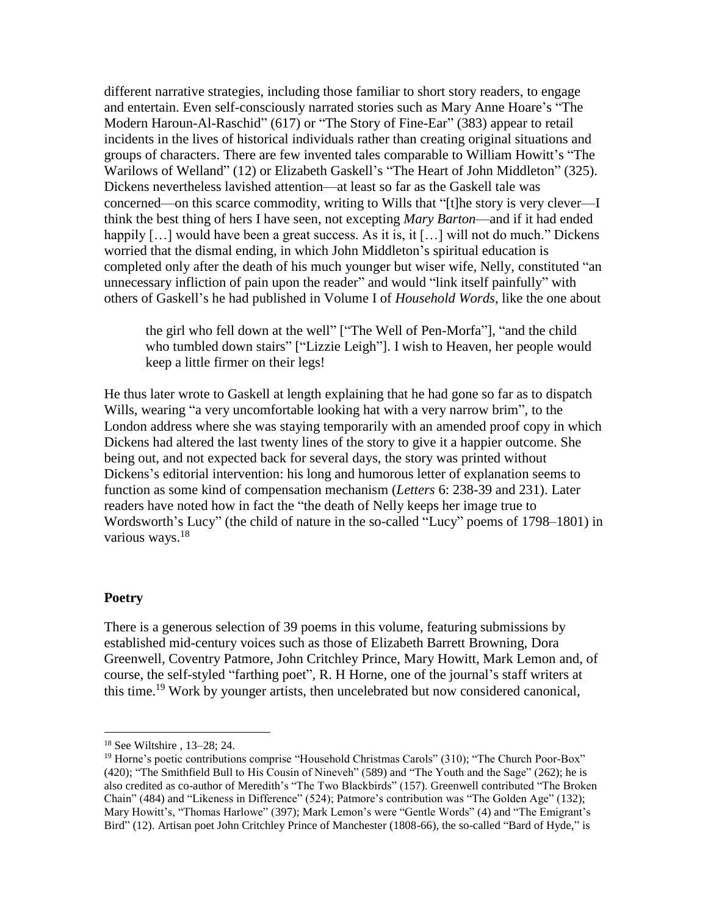different narrative strategies, including those familiar to short story readers, to engage and entertain. Even self-consciously narrated stories such as Mary Anne Hoare's "The Modern Haroun-Al-Raschid" (617) or "The Story of Fine-Ear" (383) appear to retail incidents in the lives of historical individuals rather than creating original situations and groups of characters. There are few invented tales comparable to William Howitt's "The Warilows of Welland" (12) or Elizabeth Gaskell's "The Heart of John Middleton" (325). Dickens nevertheless lavished attention—at least so far as the Gaskell tale was concerned—on this scarce commodity, writing to Wills that "[t]he story is very clever—I think the best thing of hers I have seen, not excepting *Mary Barton*—and if it had ended happily […] would have been a great success. As it is, it […] will not do much." Dickens worried that the dismal ending, in which John Middleton's spiritual education is completed only after the death of his much younger but wiser wife, Nelly, constituted "an unnecessary infliction of pain upon the reader" and would "link itself painfully" with others of Gaskell's he had published in Volume I of *Household Words*, like the one about

> the girl who fell down at the well" ["The Well of Pen-Morfa"], "and the child who tumbled down stairs" ["Lizzie Leigh"]. I wish to Heaven, her people would keep a little firmer on their legs!

He thus later wrote to Gaskell at length explaining that he had gone so far as to dispatch Wills, wearing "a very uncomfortable looking hat with a very narrow brim", to the London address where she was staying temporarily with an amended proof copy in which Dickens had altered the last twenty lines of the story to give it a happier outcome. She being out, and not expected back for several days, the story was printed without Dickens's editorial intervention: his long and humorous letter of explanation seems to function as some kind of compensation mechanism (*Letters* 6: 238-39 and 231). Later readers have noted how in fact the "the death of Nelly keeps her image true to Wordsworth's Lucy" (the child of nature in the so-called "Lucy" poems of 1798–1801) in various ways.[18]

## Poetry

There is a generous selection of 39 poems in this volume, featuring submissions by established mid-century voices such as those of Elizabeth Barrett Browning, Dora Greenwell, Coventry Patmore, John Critchley Prince, Mary Howitt, Mark Lemon and, of course, the self-styled "farthing poet", R. H Horne, one of the journal's staff writers at this time.[19] Work by younger artists, then uncelebrated but now considered canonical,

---

[18] See Wiltshire , 13–28; 24.

[19] Horne's poetic contributions comprise "Household Christmas Carols" (310); "The Church Poor-Box" (420); "The Smithfield Bull to His Cousin of Nineveh" (589) and "The Youth and the Sage" (262); he is also credited as co-author of Meredith's "The Two Blackbirds" (157). Greenwell contributed "The Broken Chain" (484) and "Likeness in Difference" (524); Patmore's contribution was "The Golden Age" (132); Mary Howitt's, "Thomas Harlowe" (397); Mark Lemon's were "Gentle Words" (4) and "The Emigrant's Bird" (12). Artisan poet John Critchley Prince of Manchester (1808-66), the so-called "Bard of Hyde," is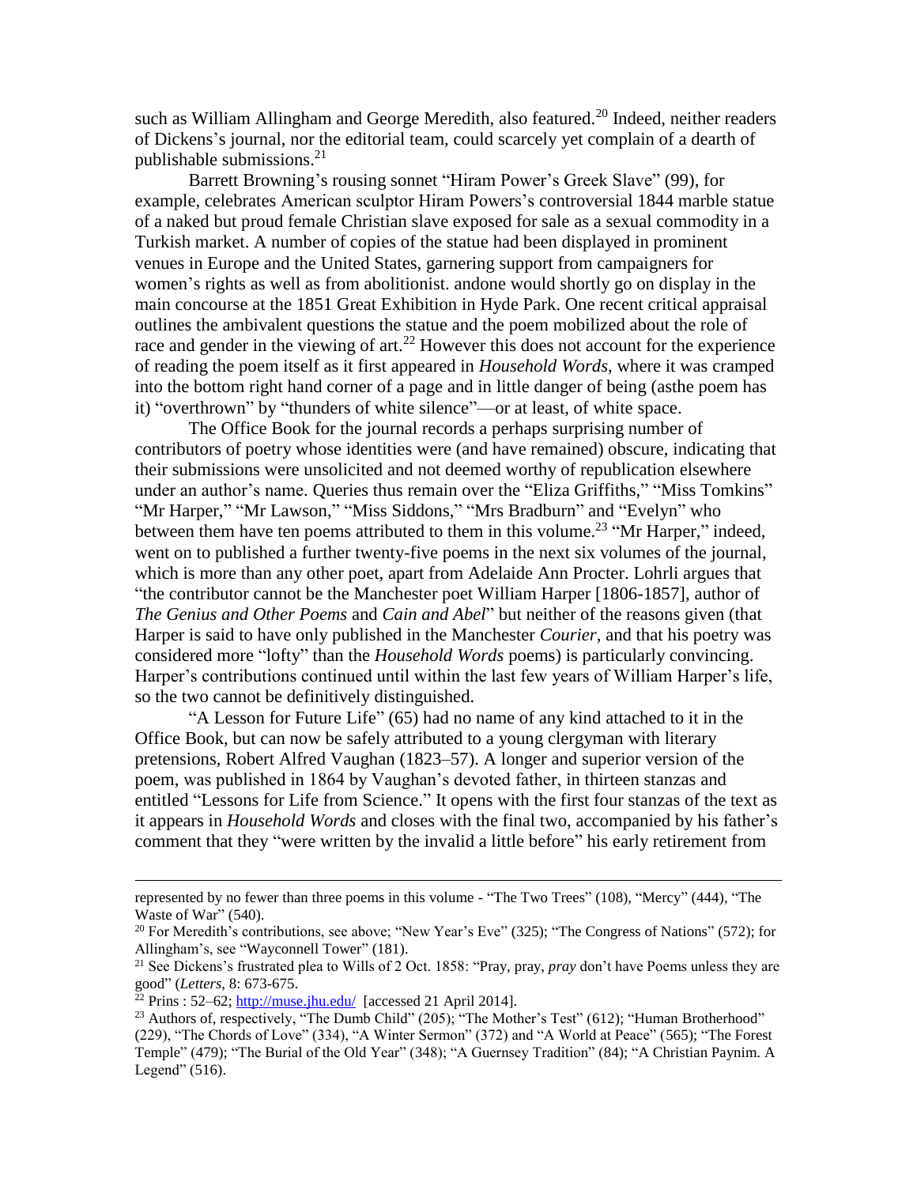such as William Allingham and George Meredith, also featured.[20] Indeed, neither readers of Dickens's journal, nor the editorial team, could scarcely yet complain of a dearth of publishable submissions.[21]

Barrett Browning's rousing sonnet "Hiram Power's Greek Slave" (99), for example, celebrates American sculptor Hiram Powers's controversial 1844 marble statue of a naked but proud female Christian slave exposed for sale as a sexual commodity in a Turkish market. A number of copies of the statue had been displayed in prominent venues in Europe and the United States, garnering support from campaigners for women's rights as well as from abolitionist. andone would shortly go on display in the main concourse at the 1851 Great Exhibition in Hyde Park. One recent critical appraisal outlines the ambivalent questions the statue and the poem mobilized about the role of race and gender in the viewing of art.[22] However this does not account for the experience of reading the poem itself as it first appeared in *Household Words*, where it was cramped into the bottom right hand corner of a page and in little danger of being (asthe poem has it) "overthrown" by "thunders of white silence"—or at least, of white space.

The Office Book for the journal records a perhaps surprising number of contributors of poetry whose identities were (and have remained) obscure, indicating that their submissions were unsolicited and not deemed worthy of republication elsewhere under an author's name. Queries thus remain over the "Eliza Griffiths," "Miss Tomkins" "Mr Harper," "Mr Lawson," "Miss Siddons," "Mrs Bradburn" and "Evelyn" who between them have ten poems attributed to them in this volume.[23] "Mr Harper," indeed, went on to published a further twenty-five poems in the next six volumes of the journal, which is more than any other poet, apart from Adelaide Ann Procter. Lohrli argues that "the contributor cannot be the Manchester poet William Harper [1806-1857], author of *The Genius and Other Poems* and *Cain and Abel*" but neither of the reasons given (that Harper is said to have only published in the Manchester *Courier*, and that his poetry was considered more "lofty" than the *Household Words* poems) is particularly convincing. Harper's contributions continued until within the last few years of William Harper's life, so the two cannot be definitively distinguished.

"A Lesson for Future Life" (65) had no name of any kind attached to it in the Office Book, but can now be safely attributed to a young clergyman with literary pretensions, Robert Alfred Vaughan (1823–57). A longer and superior version of the poem, was published in 1864 by Vaughan's devoted father, in thirteen stanzas and entitled "Lessons for Life from Science." It opens with the first four stanzas of the text as it appears in *Household Words* and closes with the final two, accompanied by his father's comment that they "were written by the invalid a little before" his early retirement from

---

represented by no fewer than three poems in this volume - "The Two Trees" (108), "Mercy" (444), "The Waste of War" (540).

[20] For Meredith's contributions, see above; "New Year's Eve" (325); "The Congress of Nations" (572); for Allingham's, see "Wayconnell Tower" (181).

[21] See Dickens's frustrated plea to Wills of 2 Oct. 1858: "Pray, pray, *pray* don't have Poems unless they are good" (*Letters*, 8: 673-675.

[22] Prins : 52–62; http://muse.jhu.edu/ [accessed 21 April 2014].

[23] Authors of, respectively, "The Dumb Child" (205); "The Mother's Test" (612); "Human Brotherhood" (229), "The Chords of Love" (334), "A Winter Sermon" (372) and "A World at Peace" (565); "The Forest Temple" (479); "The Burial of the Old Year" (348); "A Guernsey Tradition" (84); "A Christian Paynim. A Legend" (516).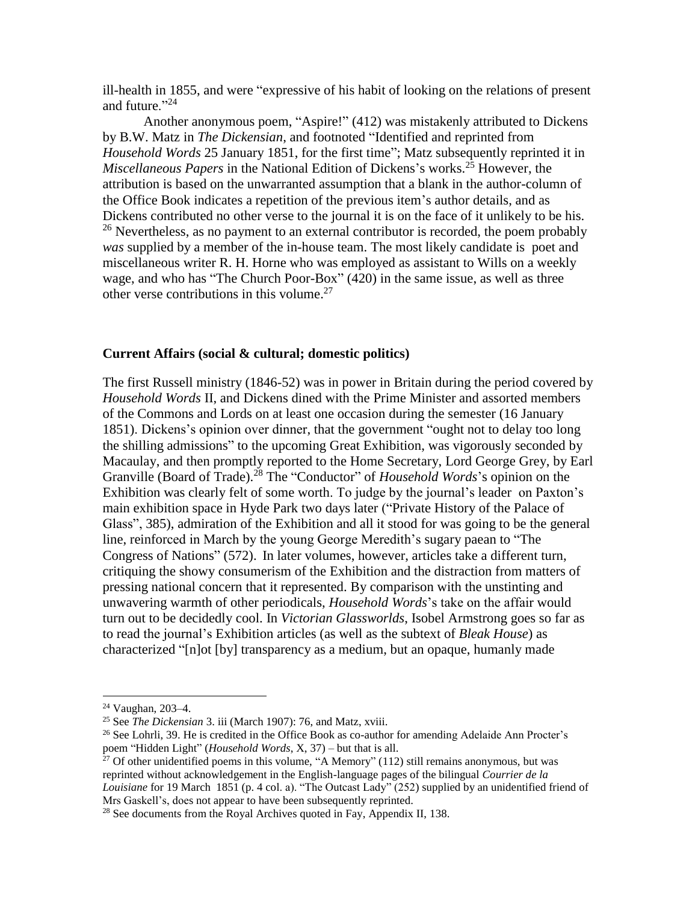ill-health in 1855, and were "expressive of his habit of looking on the relations of present and future."[24]

Another anonymous poem, "Aspire!" (412) was mistakenly attributed to Dickens by B.W. Matz in *The Dickensian*, and footnoted "Identified and reprinted from *Household Words* 25 January 1851, for the first time"; Matz subsequently reprinted it in *Miscellaneous Papers* in the National Edition of Dickens's works.[25] However, the attribution is based on the unwarranted assumption that a blank in the author-column of the Office Book indicates a repetition of the previous item's author details, and as Dickens contributed no other verse to the journal it is on the face of it unlikely to be his.[26] Nevertheless, as no payment to an external contributor is recorded, the poem probably *was* supplied by a member of the in-house team. The most likely candidate is poet and miscellaneous writer R. H. Horne who was employed as assistant to Wills on a weekly wage, and who has "The Church Poor-Box" (420) in the same issue, as well as three other verse contributions in this volume.[27]

**Current Affairs (social & cultural; domestic politics)**

The first Russell ministry (1846-52) was in power in Britain during the period covered by *Household Words* II, and Dickens dined with the Prime Minister and assorted members of the Commons and Lords on at least one occasion during the semester (16 January 1851). Dickens's opinion over dinner, that the government "ought not to delay too long the shilling admissions" to the upcoming Great Exhibition, was vigorously seconded by Macaulay, and then promptly reported to the Home Secretary, Lord George Grey, by Earl Granville (Board of Trade).[28] The "Conductor" of *Household Words*'s opinion on the Exhibition was clearly felt of some worth. To judge by the journal's leader on Paxton's main exhibition space in Hyde Park two days later ("Private History of the Palace of Glass", 385), admiration of the Exhibition and all it stood for was going to be the general line, reinforced in March by the young George Meredith's sugary paean to "The Congress of Nations" (572). In later volumes, however, articles take a different turn, critiquing the showy consumerism of the Exhibition and the distraction from matters of pressing national concern that it represented. By comparison with the unstinting and unwavering warmth of other periodicals, *Household Words*'s take on the affair would turn out to be decidedly cool. In *Victorian Glassworlds*, Isobel Armstrong goes so far as to read the journal's Exhibition articles (as well as the subtext of *Bleak House*) as characterized "[n]ot [by] transparency as a medium, but an opaque, humanly made

---

[24] Vaughan, 203–4.

[25] See *The Dickensian* 3. iii (March 1907): 76, and Matz, xviii.

[26] See Lohrli, 39. He is credited in the Office Book as co-author for amending Adelaide Ann Procter's poem "Hidden Light" (*Household Words*, X, 37) – but that is all.

[27] Of other unidentified poems in this volume, "A Memory" (112) still remains anonymous, but was reprinted without acknowledgement in the English-language pages of the bilingual *Courrier de la Louisiane* for 19 March 1851 (p. 4 col. a). "The Outcast Lady" (252) supplied by an unidentified friend of Mrs Gaskell's, does not appear to have been subsequently reprinted.

[28] See documents from the Royal Archives quoted in Fay, Appendix II, 138.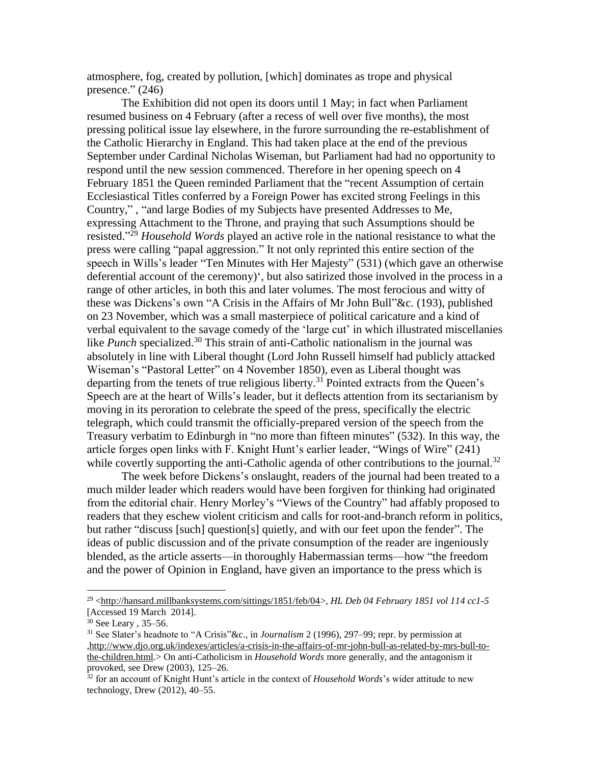atmosphere, fog, created by pollution, [which] dominates as trope and physical presence." (246)

The Exhibition did not open its doors until 1 May; in fact when Parliament resumed business on 4 February (after a recess of well over five months), the most pressing political issue lay elsewhere, in the furore surrounding the re-establishment of the Catholic Hierarchy in England. This had taken place at the end of the previous September under Cardinal Nicholas Wiseman, but Parliament had had no opportunity to respond until the new session commenced. Therefore in her opening speech on 4 February 1851 the Queen reminded Parliament that the "recent Assumption of certain Ecclesiastical Titles conferred by a Foreign Power has excited strong Feelings in this Country," , "and large Bodies of my Subjects have presented Addresses to Me, expressing Attachment to the Throne, and praying that such Assumptions should be resisted."[29] *Household Words* played an active role in the national resistance to what the press were calling "papal aggression." It not only reprinted this entire section of the speech in Wills's leader "Ten Minutes with Her Majesty" (531) (which gave an otherwise deferential account of the ceremony)', but also satirized those involved in the process in a range of other articles, in both this and later volumes. The most ferocious and witty of these was Dickens's own "A Crisis in the Affairs of Mr John Bull"&c. (193), published on 23 November, which was a small masterpiece of political caricature and a kind of verbal equivalent to the savage comedy of the 'large cut' in which illustrated miscellanies like *Punch* specialized.[30] This strain of anti-Catholic nationalism in the journal was absolutely in line with Liberal thought (Lord John Russell himself had publicly attacked Wiseman's "Pastoral Letter" on 4 November 1850), even as Liberal thought was departing from the tenets of true religious liberty.[31] Pointed extracts from the Queen's Speech are at the heart of Wills's leader, but it deflects attention from its sectarianism by moving in its peroration to celebrate the speed of the press, specifically the electric telegraph, which could transmit the officially-prepared version of the speech from the Treasury verbatim to Edinburgh in "no more than fifteen minutes" (532). In this way, the article forges open links with F. Knight Hunt's earlier leader, "Wings of Wire" (241) while covertly supporting the anti-Catholic agenda of other contributions to the journal.[32]

The week before Dickens's onslaught, readers of the journal had been treated to a much milder leader which readers would have been forgiven for thinking had originated from the editorial chair. Henry Morley's "Views of the Country" had affably proposed to readers that they eschew violent criticism and calls for root-and-branch reform in politics, but rather "discuss [such] question[s] quietly, and with our feet upon the fender". The ideas of public discussion and of the private consumption of the reader are ingeniously blended, as the article asserts—in thoroughly Habermassian terms—how "the freedom and the power of Opinion in England, have given an importance to the press which is

---

[29] <http://hansard.millbanksystems.com/sittings/1851/feb/04>, *HL Deb 04 February 1851 vol 114 cc1-5* [Accessed 19 March 2014].

[30] See Leary , 35–56.

[31] See Slater's headnote to "A Crisis"&c., in *Journalism* 2 (1996), 297–99; repr. by permission at ,http://www.djo.org.uk/indexes/articles/a-crisis-in-the-affairs-of-mr-john-bull-as-related-by-mrs-bull-to-the-children.html.> On anti-Catholicism in *Household Words* more generally, and the antagonism it provoked, see Drew (2003), 125–26.

[32] for an account of Knight Hunt's article in the context of *Household Words*'s wider attitude to new technology, Drew (2012), 40–55.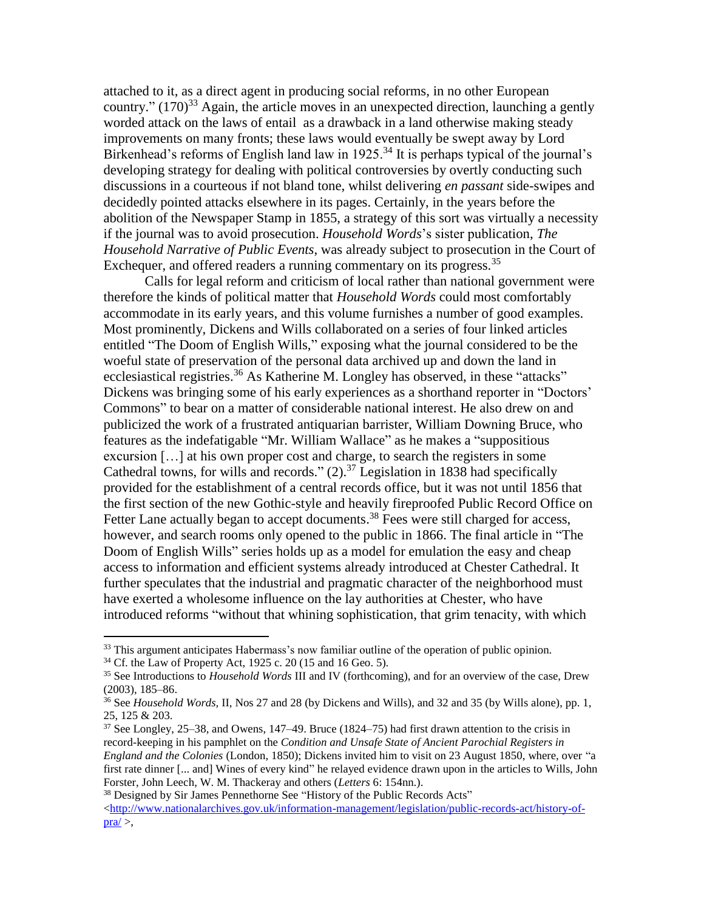attached to it, as a direct agent in producing social reforms, in no other European country." (170)[33] Again, the article moves in an unexpected direction, launching a gently worded attack on the laws of entail as a drawback in a land otherwise making steady improvements on many fronts; these laws would eventually be swept away by Lord Birkenhead's reforms of English land law in 1925.[34] It is perhaps typical of the journal's developing strategy for dealing with political controversies by overtly conducting such discussions in a courteous if not bland tone, whilst delivering *en passant* side-swipes and decidedly pointed attacks elsewhere in its pages. Certainly, in the years before the abolition of the Newspaper Stamp in 1855, a strategy of this sort was virtually a necessity if the journal was to avoid prosecution. *Household Words*'s sister publication, *The Household Narrative of Public Events*, was already subject to prosecution in the Court of Exchequer, and offered readers a running commentary on its progress.[35]

Calls for legal reform and criticism of local rather than national government were therefore the kinds of political matter that *Household Words* could most comfortably accommodate in its early years, and this volume furnishes a number of good examples. Most prominently, Dickens and Wills collaborated on a series of four linked articles entitled "The Doom of English Wills," exposing what the journal considered to be the woeful state of preservation of the personal data archived up and down the land in ecclesiastical registries.[36] As Katherine M. Longley has observed, in these "attacks" Dickens was bringing some of his early experiences as a shorthand reporter in "Doctors' Commons" to bear on a matter of considerable national interest. He also drew on and publicized the work of a frustrated antiquarian barrister, William Downing Bruce, who features as the indefatigable "Mr. William Wallace" as he makes a "suppositious excursion […] at his own proper cost and charge, to search the registers in some Cathedral towns, for wills and records." (2).[37] Legislation in 1838 had specifically provided for the establishment of a central records office, but it was not until 1856 that the first section of the new Gothic-style and heavily fireproofed Public Record Office on Fetter Lane actually began to accept documents.[38] Fees were still charged for access, however, and search rooms only opened to the public in 1866. The final article in "The Doom of English Wills" series holds up as a model for emulation the easy and cheap access to information and efficient systems already introduced at Chester Cathedral. It further speculates that the industrial and pragmatic character of the neighborhood must have exerted a wholesome influence on the lay authorities at Chester, who have introduced reforms "without that whining sophistication, that grim tenacity, with which

---

[33] This argument anticipates Habermass's now familiar outline of the operation of public opinion.

[34] Cf. the Law of Property Act, 1925 c. 20 (15 and 16 Geo. 5).

[35] See Introductions to *Household Words* III and IV (forthcoming), and for an overview of the case, Drew (2003), 185–86.

[36] See *Household Words,* II, Nos 27 and 28 (by Dickens and Wills), and 32 and 35 (by Wills alone), pp. 1, 25, 125 & 203.

[37] See Longley, 25–38, and Owens, 147–49. Bruce (1824–75) had first drawn attention to the crisis in record-keeping in his pamphlet on the *Condition and Unsafe State of Ancient Parochial Registers in England and the Colonies* (London, 1850); Dickens invited him to visit on 23 August 1850, where, over "a first rate dinner [... and] Wines of every kind" he relayed evidence drawn upon in the articles to Wills, John Forster, John Leech, W. M. Thackeray and others (*Letters* 6: 154nn.).

[38] Designed by Sir James Pennethorne See "History of the Public Records Acts" <http://www.nationalarchives.gov.uk/information-management/legislation/public-records-act/history-of-pra/ >,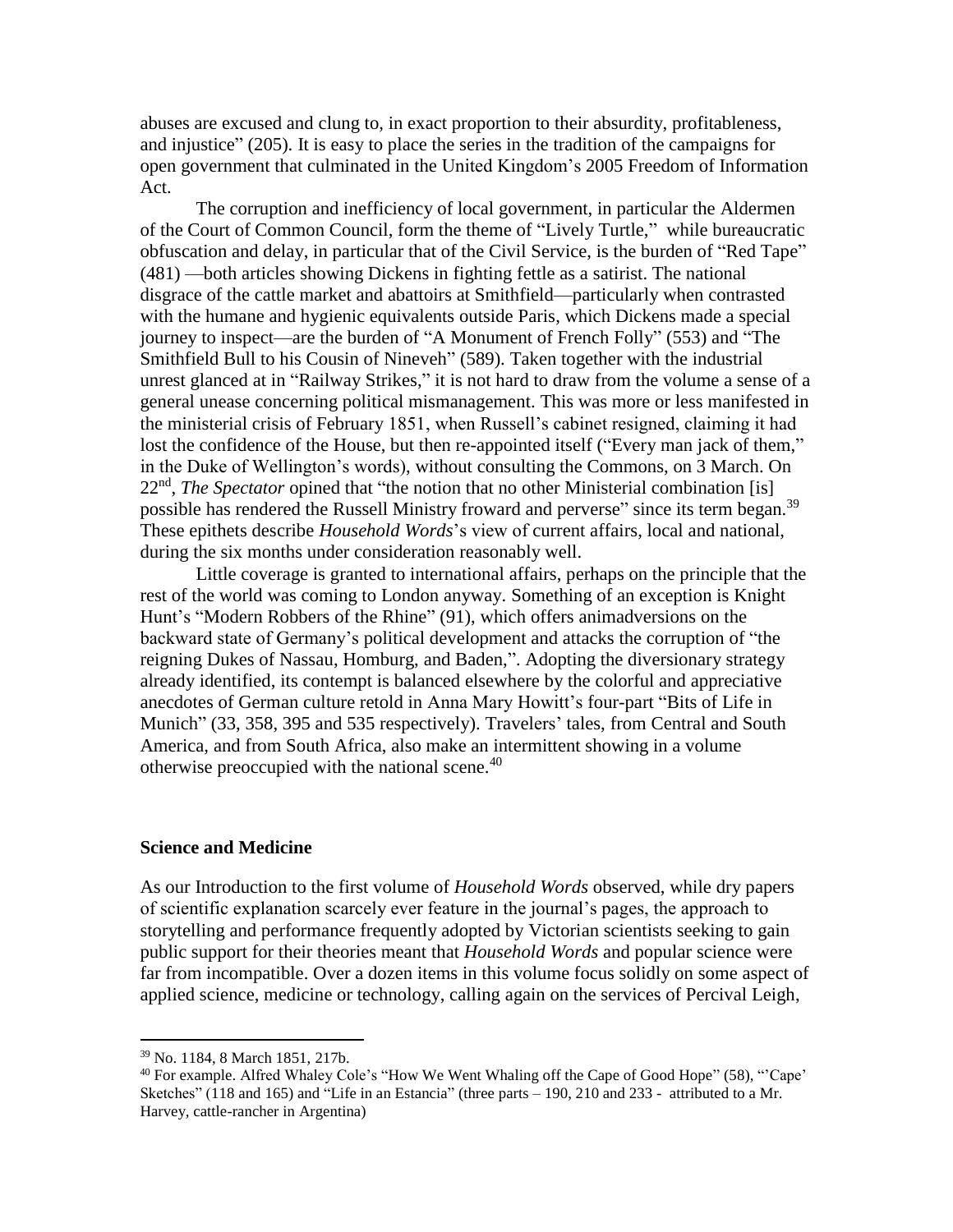abuses are excused and clung to, in exact proportion to their absurdity, profitableness, and injustice" (205). It is easy to place the series in the tradition of the campaigns for open government that culminated in the United Kingdom's 2005 Freedom of Information Act.

The corruption and inefficiency of local government, in particular the Aldermen of the Court of Common Council, form the theme of "Lively Turtle," while bureaucratic obfuscation and delay, in particular that of the Civil Service, is the burden of "Red Tape" (481) —both articles showing Dickens in fighting fettle as a satirist. The national disgrace of the cattle market and abattoirs at Smithfield—particularly when contrasted with the humane and hygienic equivalents outside Paris, which Dickens made a special journey to inspect—are the burden of "A Monument of French Folly" (553) and "The Smithfield Bull to his Cousin of Nineveh" (589). Taken together with the industrial unrest glanced at in "Railway Strikes," it is not hard to draw from the volume a sense of a general unease concerning political mismanagement. This was more or less manifested in the ministerial crisis of February 1851, when Russell's cabinet resigned, claiming it had lost the confidence of the House, but then re-appointed itself ("Every man jack of them," in the Duke of Wellington's words), without consulting the Commons, on 3 March. On 22nd, *The Spectator* opined that "the notion that no other Ministerial combination [is] possible has rendered the Russell Ministry froward and perverse" since its term began.[39] These epithets describe *Household Words*'s view of current affairs, local and national, during the six months under consideration reasonably well.

Little coverage is granted to international affairs, perhaps on the principle that the rest of the world was coming to London anyway. Something of an exception is Knight Hunt's "Modern Robbers of the Rhine" (91), which offers animadversions on the backward state of Germany's political development and attacks the corruption of "the reigning Dukes of Nassau, Homburg, and Baden,". Adopting the diversionary strategy already identified, its contempt is balanced elsewhere by the colorful and appreciative anecdotes of German culture retold in Anna Mary Howitt's four-part "Bits of Life in Munich" (33, 358, 395 and 535 respectively). Travelers' tales, from Central and South America, and from South Africa, also make an intermittent showing in a volume otherwise preoccupied with the national scene.[40]

## Science and Medicine

As our Introduction to the first volume of *Household Words* observed, while dry papers of scientific explanation scarcely ever feature in the journal's pages, the approach to storytelling and performance frequently adopted by Victorian scientists seeking to gain public support for their theories meant that *Household Words* and popular science were far from incompatible. Over a dozen items in this volume focus solidly on some aspect of applied science, medicine or technology, calling again on the services of Percival Leigh,

---

[39] No. 1184, 8 March 1851, 217b.

[40] For example. Alfred Whaley Cole's "How We Went Whaling off the Cape of Good Hope" (58), "'Cape' Sketches" (118 and 165) and "Life in an Estancia" (three parts – 190, 210 and 233 - attributed to a Mr. Harvey, cattle-rancher in Argentina)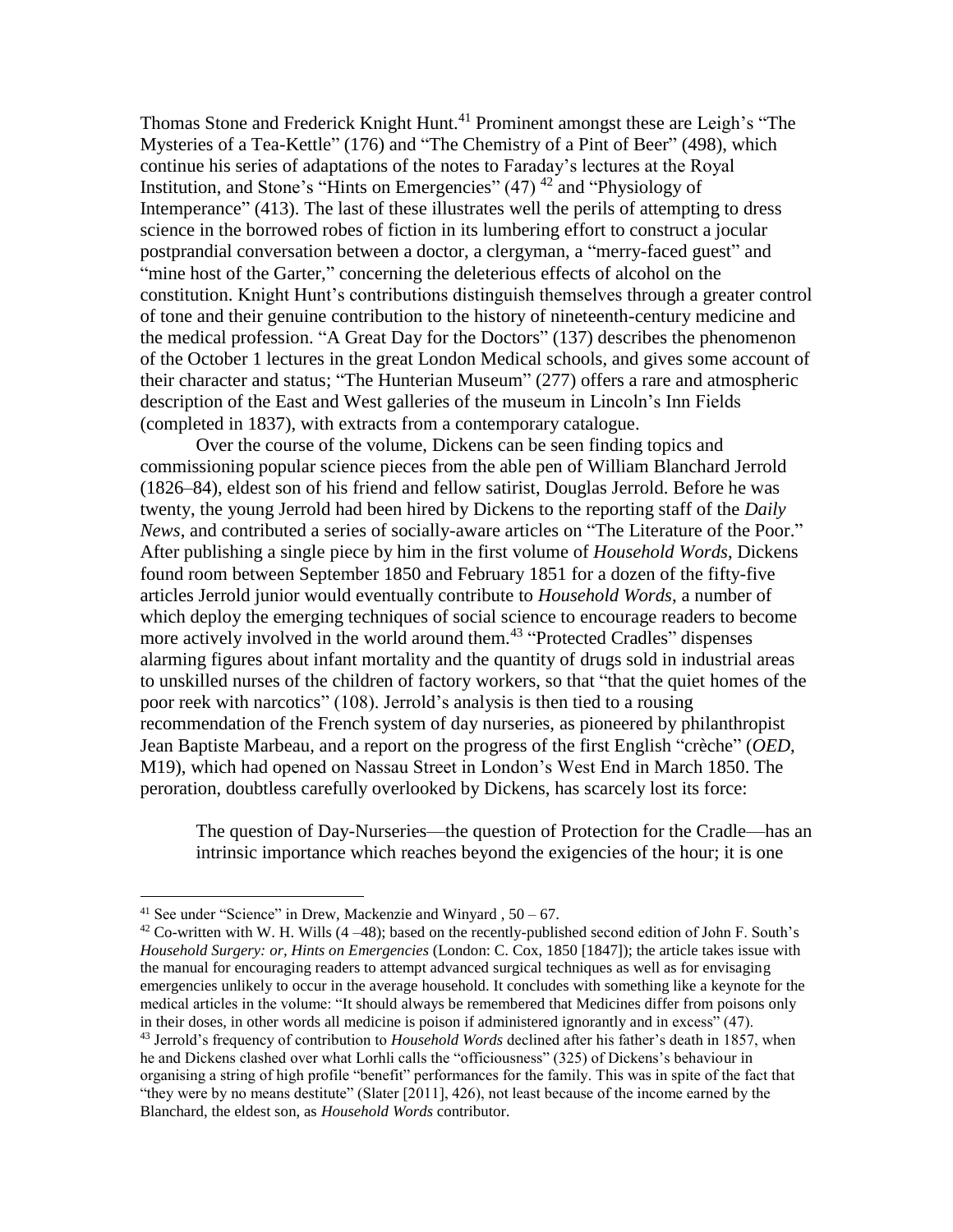Thomas Stone and Frederick Knight Hunt.[41] Prominent amongst these are Leigh's "The Mysteries of a Tea-Kettle" (176) and "The Chemistry of a Pint of Beer" (498), which continue his series of adaptations of the notes to Faraday's lectures at the Royal Institution, and Stone's "Hints on Emergencies" (47) [42] and "Physiology of Intemperance" (413). The last of these illustrates well the perils of attempting to dress science in the borrowed robes of fiction in its lumbering effort to construct a jocular postprandial conversation between a doctor, a clergyman, a "merry-faced guest" and "mine host of the Garter," concerning the deleterious effects of alcohol on the constitution. Knight Hunt's contributions distinguish themselves through a greater control of tone and their genuine contribution to the history of nineteenth-century medicine and the medical profession. "A Great Day for the Doctors" (137) describes the phenomenon of the October 1 lectures in the great London Medical schools, and gives some account of their character and status; "The Hunterian Museum" (277) offers a rare and atmospheric description of the East and West galleries of the museum in Lincoln's Inn Fields (completed in 1837), with extracts from a contemporary catalogue.

Over the course of the volume, Dickens can be seen finding topics and commissioning popular science pieces from the able pen of William Blanchard Jerrold (1826–84), eldest son of his friend and fellow satirist, Douglas Jerrold. Before he was twenty, the young Jerrold had been hired by Dickens to the reporting staff of the *Daily News*, and contributed a series of socially-aware articles on "The Literature of the Poor." After publishing a single piece by him in the first volume of *Household Words*, Dickens found room between September 1850 and February 1851 for a dozen of the fifty-five articles Jerrold junior would eventually contribute to *Household Words*, a number of which deploy the emerging techniques of social science to encourage readers to become more actively involved in the world around them.[43] "Protected Cradles" dispenses alarming figures about infant mortality and the quantity of drugs sold in industrial areas to unskilled nurses of the children of factory workers, so that "that the quiet homes of the poor reek with narcotics" (108). Jerrold's analysis is then tied to a rousing recommendation of the French system of day nurseries, as pioneered by philanthropist Jean Baptiste Marbeau, and a report on the progress of the first English "crèche" (*OED*, M19), which had opened on Nassau Street in London's West End in March 1850. The peroration, doubtless carefully overlooked by Dickens, has scarcely lost its force:

> The question of Day-Nurseries—the question of Protection for the Cradle—has an intrinsic importance which reaches beyond the exigencies of the hour; it is one

---

[41] See under "Science" in Drew, Mackenzie and Winyard , 50 – 67.

[42] Co-written with W. H. Wills (4 –48); based on the recently-published second edition of John F. South's *Household Surgery: or, Hints on Emergencies* (London: C. Cox, 1850 [1847]); the article takes issue with the manual for encouraging readers to attempt advanced surgical techniques as well as for envisaging emergencies unlikely to occur in the average household. It concludes with something like a keynote for the medical articles in the volume: "It should always be remembered that Medicines differ from poisons only in their doses, in other words all medicine is poison if administered ignorantly and in excess" (47).

[43] Jerrold's frequency of contribution to *Household Words* declined after his father's death in 1857, when he and Dickens clashed over what Lorhli calls the "officiousness" (325) of Dickens's behaviour in organising a string of high profile "benefit" performances for the family. This was in spite of the fact that "they were by no means destitute" (Slater [2011], 426), not least because of the income earned by the Blanchard, the eldest son, as *Household Words* contributor.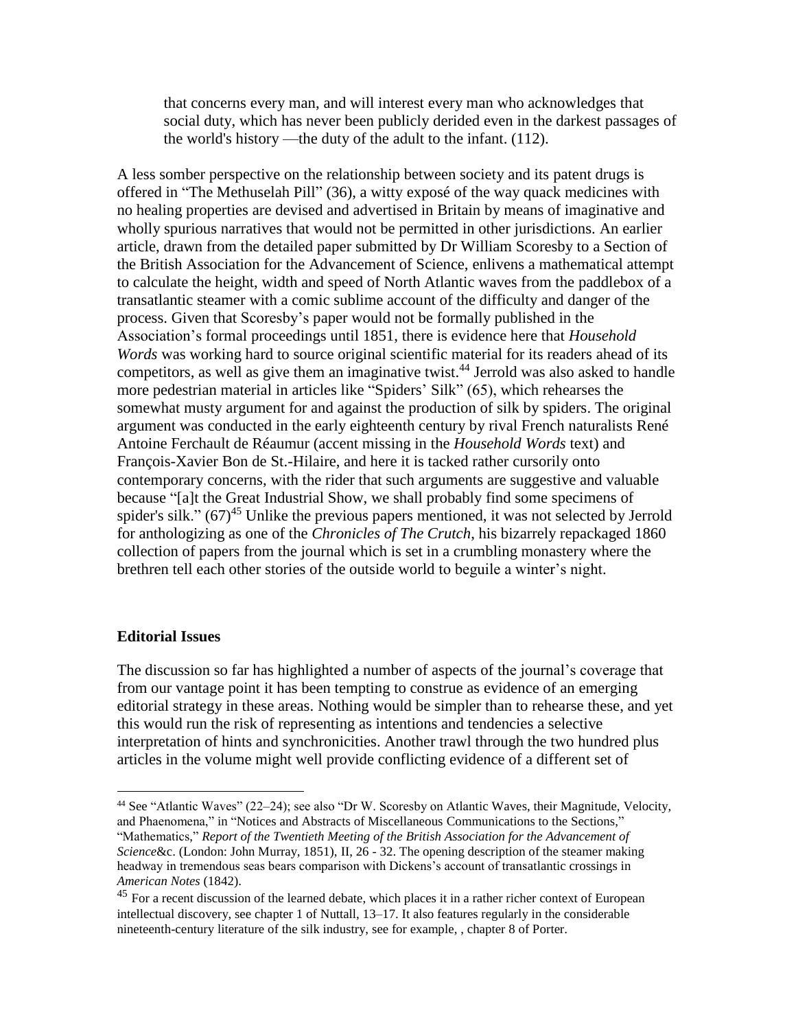> that concerns every man, and will interest every man who acknowledges that social duty, which has never been publicly derided even in the darkest passages of the world's history —the duty of the adult to the infant. (112).

A less somber perspective on the relationship between society and its patent drugs is offered in "The Methuselah Pill" (36), a witty exposé of the way quack medicines with no healing properties are devised and advertised in Britain by means of imaginative and wholly spurious narratives that would not be permitted in other jurisdictions. An earlier article, drawn from the detailed paper submitted by Dr William Scoresby to a Section of the British Association for the Advancement of Science, enlivens a mathematical attempt to calculate the height, width and speed of North Atlantic waves from the paddlebox of a transatlantic steamer with a comic sublime account of the difficulty and danger of the process. Given that Scoresby's paper would not be formally published in the Association's formal proceedings until 1851, there is evidence here that *Household Words* was working hard to source original scientific material for its readers ahead of its competitors, as well as give them an imaginative twist.[44] Jerrold was also asked to handle more pedestrian material in articles like "Spiders' Silk" (65), which rehearses the somewhat musty argument for and against the production of silk by spiders. The original argument was conducted in the early eighteenth century by rival French naturalists René Antoine Ferchault de Réaumur (accent missing in the *Household Words* text) and François-Xavier Bon de St.-Hilaire, and here it is tacked rather cursorily onto contemporary concerns, with the rider that such arguments are suggestive and valuable because "[a]t the Great Industrial Show, we shall probably find some specimens of spider's silk." (67)[45] Unlike the previous papers mentioned, it was not selected by Jerrold for anthologizing as one of the *Chronicles of The Crutch*, his bizarrely repackaged 1860 collection of papers from the journal which is set in a crumbling monastery where the brethren tell each other stories of the outside world to beguile a winter's night.

## Editorial Issues

The discussion so far has highlighted a number of aspects of the journal's coverage that from our vantage point it has been tempting to construe as evidence of an emerging editorial strategy in these areas. Nothing would be simpler than to rehearse these, and yet this would run the risk of representing as intentions and tendencies a selective interpretation of hints and synchronicities. Another trawl through the two hundred plus articles in the volume might well provide conflicting evidence of a different set of

---

[44] See "Atlantic Waves" (22–24); see also "Dr W. Scoresby on Atlantic Waves, their Magnitude, Velocity, and Phaenomena," in "Notices and Abstracts of Miscellaneous Communications to the Sections," "Mathematics," *Report of the Twentieth Meeting of the British Association for the Advancement of Science*&c. (London: John Murray, 1851), II, 26 - 32. The opening description of the steamer making headway in tremendous seas bears comparison with Dickens's account of transatlantic crossings in *American Notes* (1842).

[45] For a recent discussion of the learned debate, which places it in a rather richer context of European intellectual discovery, see chapter 1 of Nuttall, 13–17. It also features regularly in the considerable nineteenth-century literature of the silk industry, see for example, , chapter 8 of Porter.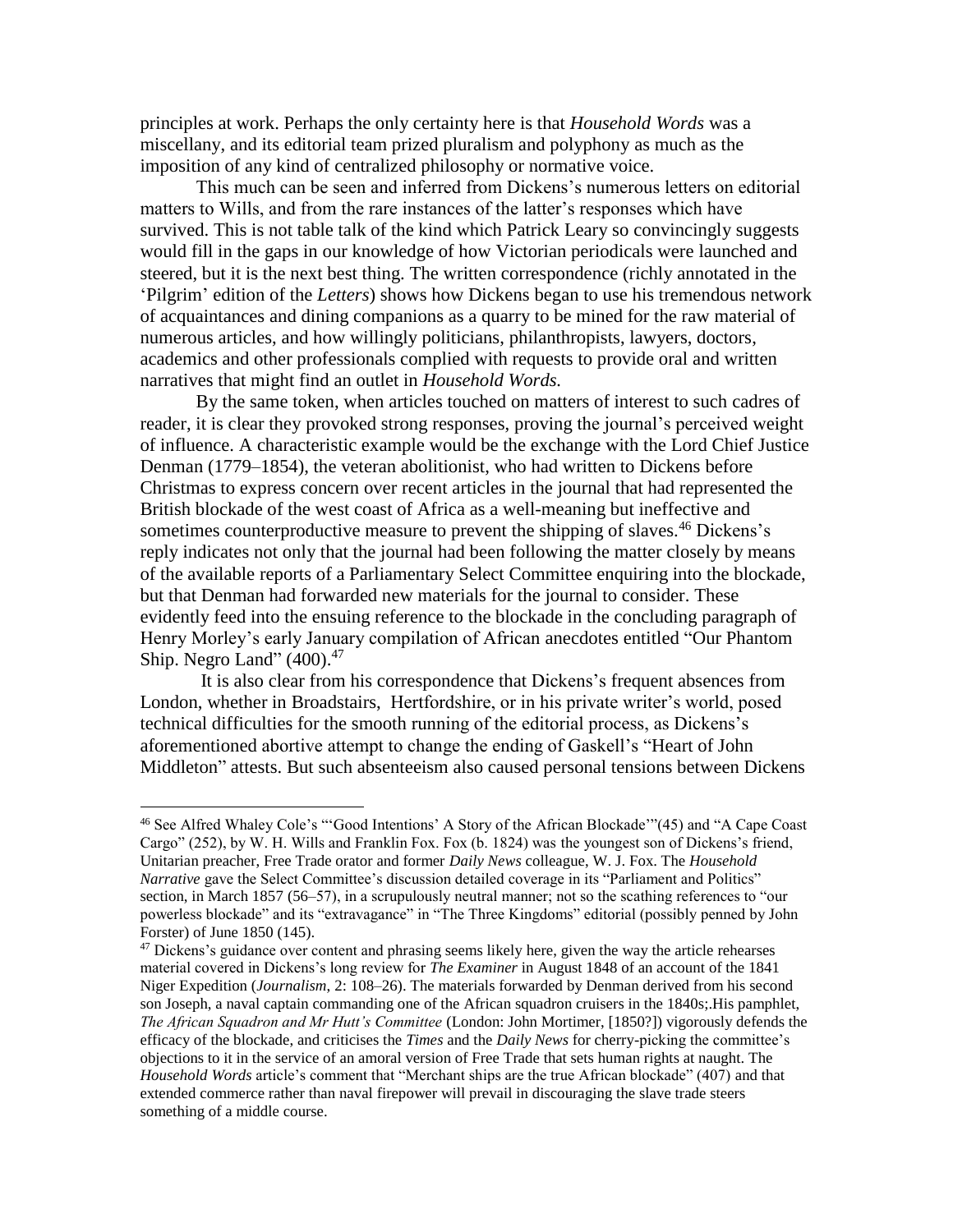principles at work. Perhaps the only certainty here is that *Household Words* was a miscellany, and its editorial team prized pluralism and polyphony as much as the imposition of any kind of centralized philosophy or normative voice.

This much can be seen and inferred from Dickens's numerous letters on editorial matters to Wills, and from the rare instances of the latter's responses which have survived. This is not table talk of the kind which Patrick Leary so convincingly suggests would fill in the gaps in our knowledge of how Victorian periodicals were launched and steered, but it is the next best thing. The written correspondence (richly annotated in the 'Pilgrim' edition of the *Letters*) shows how Dickens began to use his tremendous network of acquaintances and dining companions as a quarry to be mined for the raw material of numerous articles, and how willingly politicians, philanthropists, lawyers, doctors, academics and other professionals complied with requests to provide oral and written narratives that might find an outlet in *Household Words.*

By the same token, when articles touched on matters of interest to such cadres of reader, it is clear they provoked strong responses, proving the journal's perceived weight of influence. A characteristic example would be the exchange with the Lord Chief Justice Denman (1779–1854), the veteran abolitionist, who had written to Dickens before Christmas to express concern over recent articles in the journal that had represented the British blockade of the west coast of Africa as a well-meaning but ineffective and sometimes counterproductive measure to prevent the shipping of slaves.[46] Dickens's reply indicates not only that the journal had been following the matter closely by means of the available reports of a Parliamentary Select Committee enquiring into the blockade, but that Denman had forwarded new materials for the journal to consider. These evidently feed into the ensuing reference to the blockade in the concluding paragraph of Henry Morley's early January compilation of African anecdotes entitled "Our Phantom Ship. Negro Land" (400).[47]

It is also clear from his correspondence that Dickens's frequent absences from London, whether in Broadstairs, Hertfordshire, or in his private writer's world, posed technical difficulties for the smooth running of the editorial process, as Dickens's aforementioned abortive attempt to change the ending of Gaskell's "Heart of John Middleton" attests. But such absenteeism also caused personal tensions between Dickens

---

[46] See Alfred Whaley Cole's "'Good Intentions' A Story of the African Blockade'"(45) and "A Cape Coast Cargo" (252), by W. H. Wills and Franklin Fox. Fox (b. 1824) was the youngest son of Dickens's friend, Unitarian preacher, Free Trade orator and former *Daily News* colleague, W. J. Fox. The *Household Narrative* gave the Select Committee's discussion detailed coverage in its "Parliament and Politics" section, in March 1857 (56–57), in a scrupulously neutral manner; not so the scathing references to "our powerless blockade" and its "extravagance" in "The Three Kingdoms" editorial (possibly penned by John Forster) of June 1850 (145).

[47] Dickens's guidance over content and phrasing seems likely here, given the way the article rehearses material covered in Dickens's long review for *The Examiner* in August 1848 of an account of the 1841 Niger Expedition (*Journalism*, 2: 108–26). The materials forwarded by Denman derived from his second son Joseph, a naval captain commanding one of the African squadron cruisers in the 1840s;.His pamphlet, *The African Squadron and Mr Hutt's Committee* (London: John Mortimer, [1850?]) vigorously defends the efficacy of the blockade, and criticises the *Times* and the *Daily News* for cherry-picking the committee's objections to it in the service of an amoral version of Free Trade that sets human rights at naught. The *Household Words* article's comment that "Merchant ships are the true African blockade" (407) and that extended commerce rather than naval firepower will prevail in discouraging the slave trade steers something of a middle course.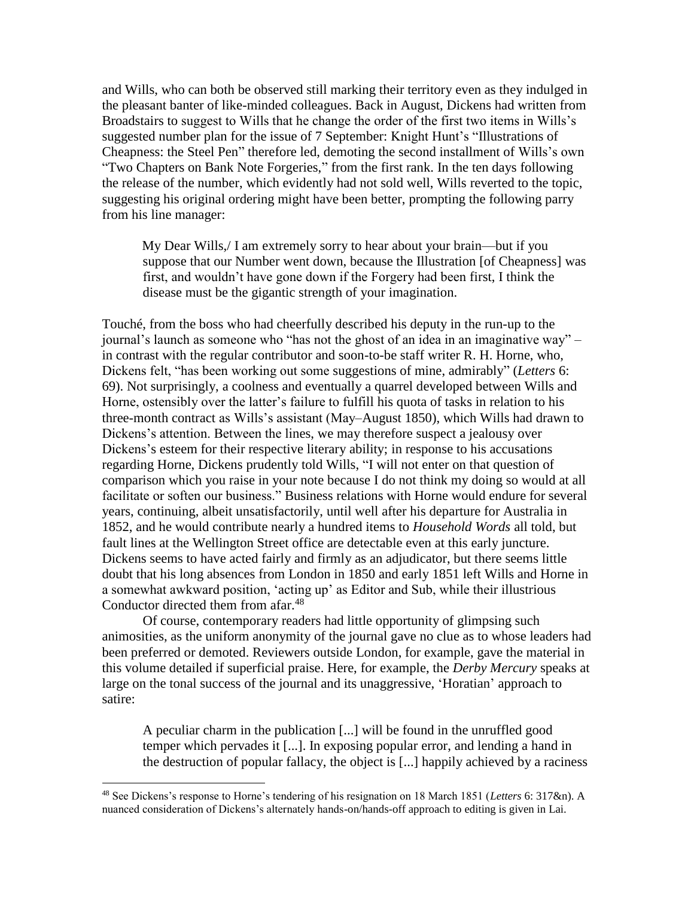and Wills, who can both be observed still marking their territory even as they indulged in the pleasant banter of like-minded colleagues. Back in August, Dickens had written from Broadstairs to suggest to Wills that he change the order of the first two items in Wills's suggested number plan for the issue of 7 September: Knight Hunt's "Illustrations of Cheapness: the Steel Pen" therefore led, demoting the second installment of Wills's own "Two Chapters on Bank Note Forgeries," from the first rank. In the ten days following the release of the number, which evidently had not sold well, Wills reverted to the topic, suggesting his original ordering might have been better, prompting the following parry from his line manager:

> My Dear Wills,/ I am extremely sorry to hear about your brain—but if you suppose that our Number went down, because the Illustration [of Cheapness] was first, and wouldn't have gone down if the Forgery had been first, I think the disease must be the gigantic strength of your imagination.

Touché, from the boss who had cheerfully described his deputy in the run-up to the journal's launch as someone who "has not the ghost of an idea in an imaginative way" – in contrast with the regular contributor and soon-to-be staff writer R. H. Horne, who, Dickens felt, "has been working out some suggestions of mine, admirably" (*Letters* 6: 69). Not surprisingly, a coolness and eventually a quarrel developed between Wills and Horne, ostensibly over the latter's failure to fulfill his quota of tasks in relation to his three-month contract as Wills's assistant (May–August 1850), which Wills had drawn to Dickens's attention. Between the lines, we may therefore suspect a jealousy over Dickens's esteem for their respective literary ability; in response to his accusations regarding Horne, Dickens prudently told Wills, "I will not enter on that question of comparison which you raise in your note because I do not think my doing so would at all facilitate or soften our business." Business relations with Horne would endure for several years, continuing, albeit unsatisfactorily, until well after his departure for Australia in 1852, and he would contribute nearly a hundred items to *Household Words* all told, but fault lines at the Wellington Street office are detectable even at this early juncture. Dickens seems to have acted fairly and firmly as an adjudicator, but there seems little doubt that his long absences from London in 1850 and early 1851 left Wills and Horne in a somewhat awkward position, 'acting up' as Editor and Sub, while their illustrious Conductor directed them from afar.[48]

Of course, contemporary readers had little opportunity of glimpsing such animosities, as the uniform anonymity of the journal gave no clue as to whose leaders had been preferred or demoted. Reviewers outside London, for example, gave the material in this volume detailed if superficial praise. Here, for example, the *Derby Mercury* speaks at large on the tonal success of the journal and its unaggressive, 'Horatian' approach to satire:

> A peculiar charm in the publication [...] will be found in the unruffled good temper which pervades it [...]. In exposing popular error, and lending a hand in the destruction of popular fallacy, the object is [...] happily achieved by a raciness

[48] See Dickens's response to Horne's tendering of his resignation on 18 March 1851 (*Letters* 6: 317&n). A nuanced consideration of Dickens's alternately hands-on/hands-off approach to editing is given in Lai.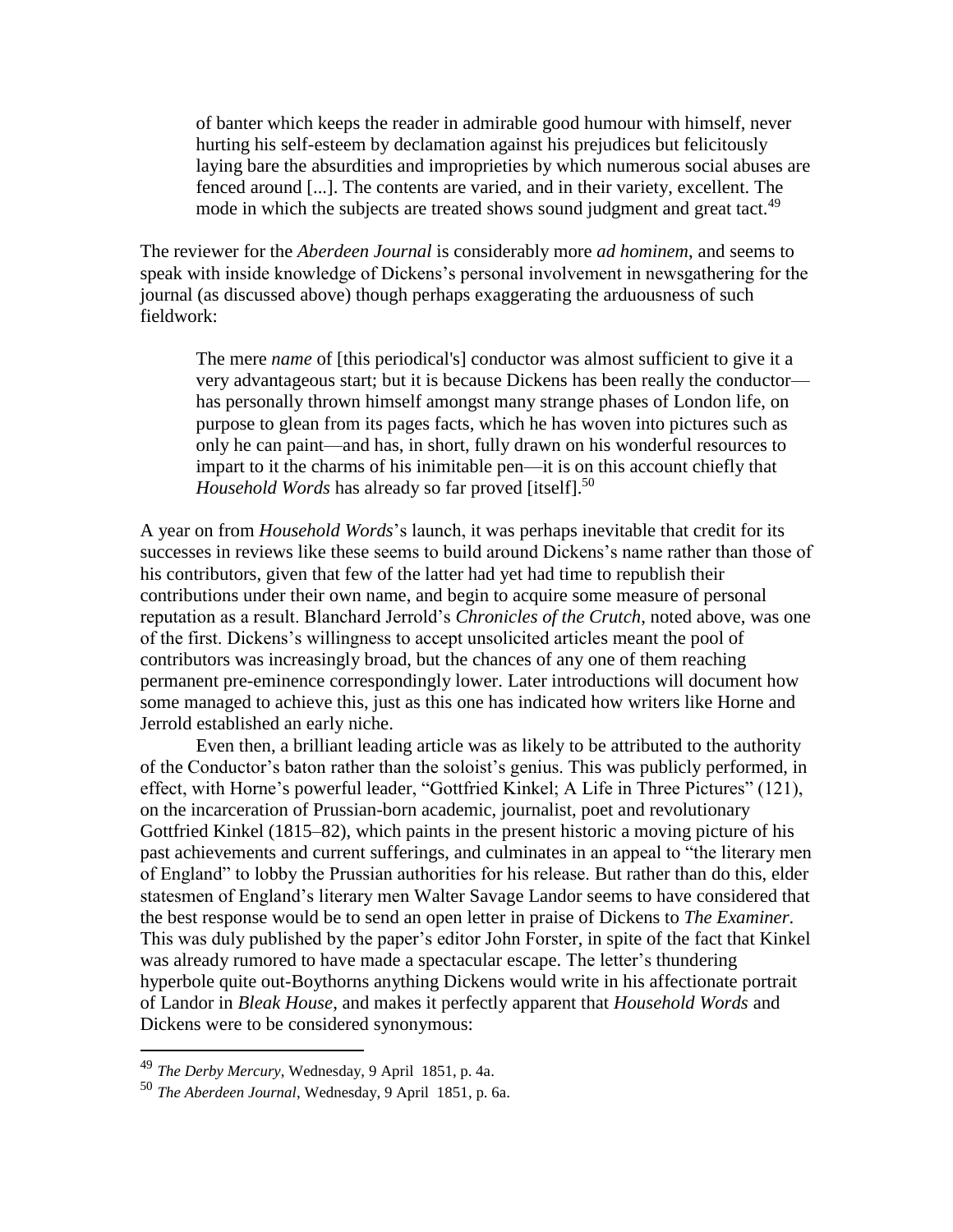> of banter which keeps the reader in admirable good humour with himself, never hurting his self-esteem by declamation against his prejudices but felicitously laying bare the absurdities and improprieties by which numerous social abuses are fenced around [...]. The contents are varied, and in their variety, excellent. The mode in which the subjects are treated shows sound judgment and great tact.[49]

The reviewer for the *Aberdeen Journal* is considerably more *ad hominem*, and seems to speak with inside knowledge of Dickens's personal involvement in newsgathering for the journal (as discussed above) though perhaps exaggerating the arduousness of such fieldwork:

> The mere *name* of [this periodical's] conductor was almost sufficient to give it a very advantageous start; but it is because Dickens has been really the conductor—has personally thrown himself amongst many strange phases of London life, on purpose to glean from its pages facts, which he has woven into pictures such as only he can paint—and has, in short, fully drawn on his wonderful resources to impart to it the charms of his inimitable pen—it is on this account chiefly that *Household Words* has already so far proved [itself].[50]

A year on from *Household Words*'s launch, it was perhaps inevitable that credit for its successes in reviews like these seems to build around Dickens's name rather than those of his contributors, given that few of the latter had yet had time to republish their contributions under their own name, and begin to acquire some measure of personal reputation as a result. Blanchard Jerrold's *Chronicles of the Crutch*, noted above, was one of the first. Dickens's willingness to accept unsolicited articles meant the pool of contributors was increasingly broad, but the chances of any one of them reaching permanent pre-eminence correspondingly lower. Later introductions will document how some managed to achieve this, just as this one has indicated how writers like Horne and Jerrold established an early niche.

Even then, a brilliant leading article was as likely to be attributed to the authority of the Conductor's baton rather than the soloist's genius. This was publicly performed, in effect, with Horne's powerful leader, "Gottfried Kinkel; A Life in Three Pictures" (121), on the incarceration of Prussian-born academic, journalist, poet and revolutionary Gottfried Kinkel (1815–82), which paints in the present historic a moving picture of his past achievements and current sufferings, and culminates in an appeal to "the literary men of England" to lobby the Prussian authorities for his release. But rather than do this, elder statesmen of England's literary men Walter Savage Landor seems to have considered that the best response would be to send an open letter in praise of Dickens to *The Examiner*. This was duly published by the paper's editor John Forster, in spite of the fact that Kinkel was already rumored to have made a spectacular escape. The letter's thundering hyperbole quite out-Boythorns anything Dickens would write in his affectionate portrait of Landor in *Bleak House*, and makes it perfectly apparent that *Household Words* and Dickens were to be considered synonymous:

---

[49] *The Derby Mercury*, Wednesday, 9 April 1851, p. 4a.

[50] *The Aberdeen Journal*, Wednesday, 9 April 1851, p. 6a.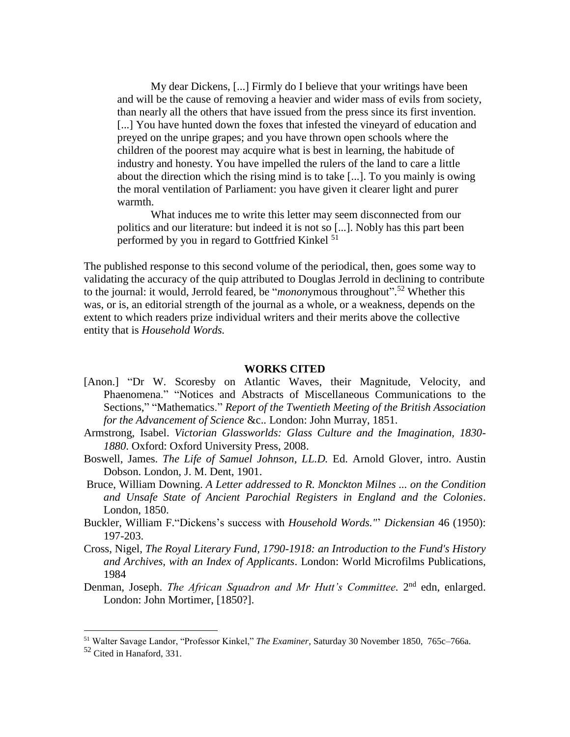> My dear Dickens, [...] Firmly do I believe that your writings have been and will be the cause of removing a heavier and wider mass of evils from society, than nearly all the others that have issued from the press since its first invention. [...] You have hunted down the foxes that infested the vineyard of education and preyed on the unripe grapes; and you have thrown open schools where the children of the poorest may acquire what is best in learning, the habitude of industry and honesty. You have impelled the rulers of the land to care a little about the direction which the rising mind is to take [...]. To you mainly is owing the moral ventilation of Parliament: you have given it clearer light and purer warmth.
>
> What induces me to write this letter may seem disconnected from our politics and our literature: but indeed it is not so [...]. Nobly has this part been performed by you in regard to Gottfried Kinkel [51]

The published response to this second volume of the periodical, then, goes some way to validating the accuracy of the quip attributed to Douglas Jerrold in declining to contribute to the journal: it would, Jerrold feared, be "*monon*ymous throughout".[52] Whether this was, or is, an editorial strength of the journal as a whole, or a weakness, depends on the extent to which readers prize individual writers and their merits above the collective entity that is *Household Words.*

## WORKS CITED

[Anon.] "Dr W. Scoresby on Atlantic Waves, their Magnitude, Velocity, and Phaenomena." "Notices and Abstracts of Miscellaneous Communications to the Sections," "Mathematics." *Report of the Twentieth Meeting of the British Association for the Advancement of Science* &c.. London: John Murray, 1851.

Armstrong, Isabel. *Victorian Glassworlds: Glass Culture and the Imagination, 1830-1880*. Oxford: Oxford University Press, 2008.

Boswell, James. *The Life of Samuel Johnson, LL.D.* Ed. Arnold Glover, intro. Austin Dobson. London, J. M. Dent, 1901.

Bruce, William Downing. *A Letter addressed to R. Monckton Milnes ... on the Condition and Unsafe State of Ancient Parochial Registers in England and the Colonies*. London, 1850.

Buckler, William F."Dickens's success with *Household Words."*" *Dickensian* 46 (1950): 197-203.

Cross, Nigel, *The Royal Literary Fund, 1790-1918: an Introduction to the Fund's History and Archives, with an Index of Applicants*. London: World Microfilms Publications, 1984

Denman, Joseph. *The African Squadron and Mr Hutt's Committee.* 2nd edn, enlarged. London: John Mortimer, [1850?].

---

[51] Walter Savage Landor, "Professor Kinkel," *The Examiner*, Saturday 30 November 1850, 765c–766a.

[52] Cited in Hanaford, 331.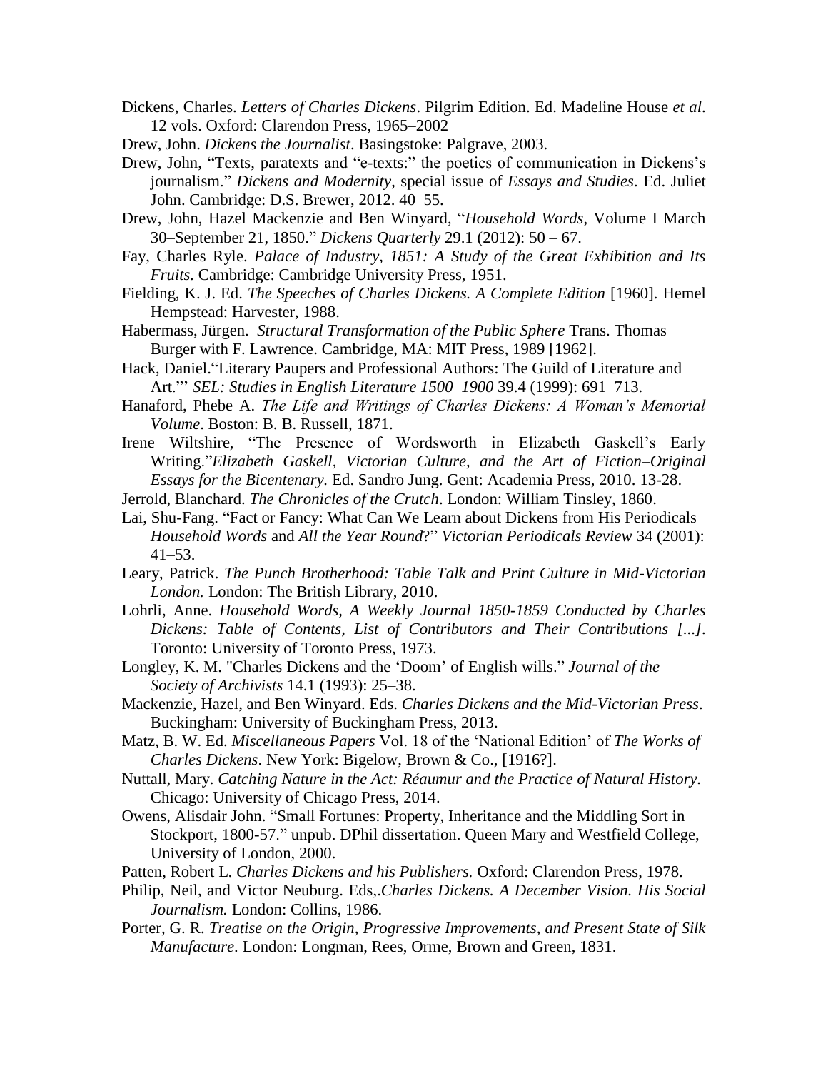Dickens, Charles. *Letters of Charles Dickens*. Pilgrim Edition. Ed. Madeline House *et al*. 12 vols. Oxford: Clarendon Press, 1965–2002

Drew, John. *Dickens the Journalist*. Basingstoke: Palgrave, 2003.

Drew, John, "Texts, paratexts and "e-texts:" the poetics of communication in Dickens's journalism." *Dickens and Modernity*, special issue of *Essays and Studies*. Ed. Juliet John. Cambridge: D.S. Brewer, 2012. 40–55.

Drew, John, Hazel Mackenzie and Ben Winyard, "*Household Words*, Volume I March 30–September 21, 1850." *Dickens Quarterly* 29.1 (2012): 50 – 67.

Fay, Charles Ryle. *Palace of Industry, 1851: A Study of the Great Exhibition and Its Fruits.* Cambridge: Cambridge University Press, 1951.

Fielding, K. J. Ed. *The Speeches of Charles Dickens. A Complete Edition* [1960]. Hemel Hempstead: Harvester, 1988.

Habermass, Jürgen. *Structural Transformation of the Public Sphere* Trans. Thomas Burger with F. Lawrence. Cambridge, MA: MIT Press, 1989 [1962].

Hack, Daniel."Literary Paupers and Professional Authors: The Guild of Literature and Art."' *SEL: Studies in English Literature 1500–1900* 39.4 (1999): 691–713.

Hanaford, Phebe A. *The Life and Writings of Charles Dickens: A Woman's Memorial Volume*. Boston: B. B. Russell, 1871.

Irene Wiltshire, "The Presence of Wordsworth in Elizabeth Gaskell's Early Writing."*Elizabeth Gaskell, Victorian Culture, and the Art of Fiction–Original Essays for the Bicentenary.* Ed. Sandro Jung. Gent: Academia Press, 2010. 13-28.

Jerrold, Blanchard. *The Chronicles of the Crutch*. London: William Tinsley, 1860.

Lai, Shu-Fang. "Fact or Fancy: What Can We Learn about Dickens from His Periodicals *Household Words* and *All the Year Round*?" *Victorian Periodicals Review* 34 (2001): 41–53.

Leary, Patrick. *The Punch Brotherhood: Table Talk and Print Culture in Mid-Victorian London.* London: The British Library, 2010.

Lohrli, Anne. *Household Words, A Weekly Journal 1850-1859 Conducted by Charles Dickens: Table of Contents, List of Contributors and Their Contributions [...]*. Toronto: University of Toronto Press, 1973.

Longley, K. M. "Charles Dickens and the 'Doom' of English wills." *Journal of the Society of Archivists* 14.1 (1993): 25–38.

Mackenzie, Hazel, and Ben Winyard. Eds. *Charles Dickens and the Mid-Victorian Press*. Buckingham: University of Buckingham Press, 2013.

Matz, B. W. Ed. *Miscellaneous Papers* Vol. 18 of the 'National Edition' of *The Works of Charles Dickens*. New York: Bigelow, Brown & Co., [1916?].

Nuttall, Mary. *Catching Nature in the Act: Réaumur and the Practice of Natural History.* Chicago: University of Chicago Press, 2014.

Owens, Alisdair John. "Small Fortunes: Property, Inheritance and the Middling Sort in Stockport, 1800-57." unpub. DPhil dissertation. Queen Mary and Westfield College, University of London, 2000.

Patten, Robert L. *Charles Dickens and his Publishers.* Oxford: Clarendon Press, 1978.

Philip, Neil, and Victor Neuburg. Eds,.*Charles Dickens. A December Vision. His Social Journalism.* London: Collins, 1986.

Porter, G. R. *Treatise on the Origin, Progressive Improvements, and Present State of Silk Manufacture*. London: Longman, Rees, Orme, Brown and Green, 1831.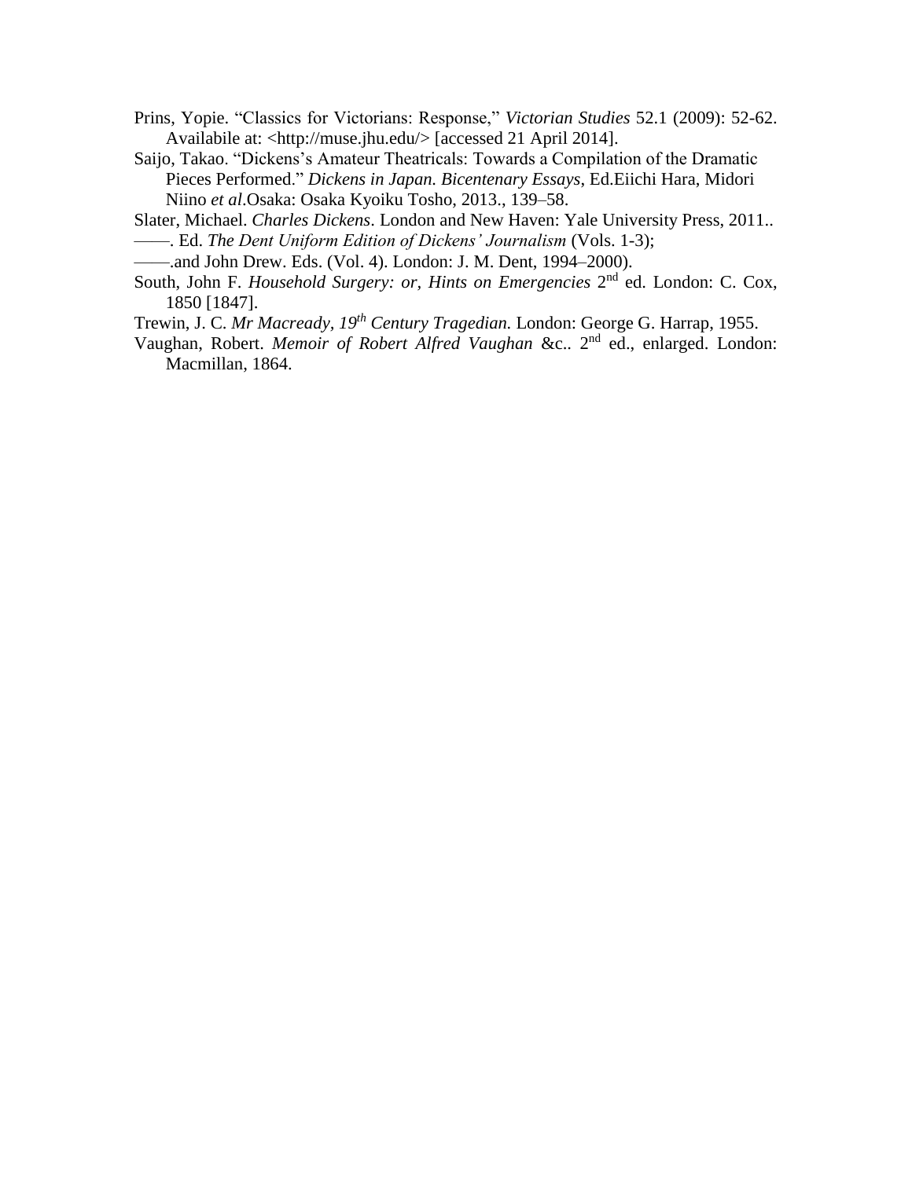Prins, Yopie. "Classics for Victorians: Response," *Victorian Studies* 52.1 (2009): 52-62. Availabile at: <http://muse.jhu.edu/> [accessed 21 April 2014].

Saijo, Takao. "Dickens's Amateur Theatricals: Towards a Compilation of the Dramatic Pieces Performed." *Dickens in Japan. Bicentenary Essays*, Ed.Eiichi Hara, Midori Niino *et al*.Osaka: Osaka Kyoiku Tosho, 2013., 139–58.

Slater, Michael. *Charles Dickens*. London and New Haven: Yale University Press, 2011..

——. Ed. *The Dent Uniform Edition of Dickens' Journalism* (Vols. 1-3);

——.and John Drew. Eds. (Vol. 4). London: J. M. Dent, 1994–2000).

South, John F. *Household Surgery: or, Hints on Emergencies* 2nd ed. London: C. Cox, 1850 [1847].

Trewin, J. C. *Mr Macready, 19th Century Tragedian.* London: George G. Harrap, 1955.

Vaughan, Robert. *Memoir of Robert Alfred Vaughan* &c.. 2nd ed., enlarged. London: Macmillan, 1864.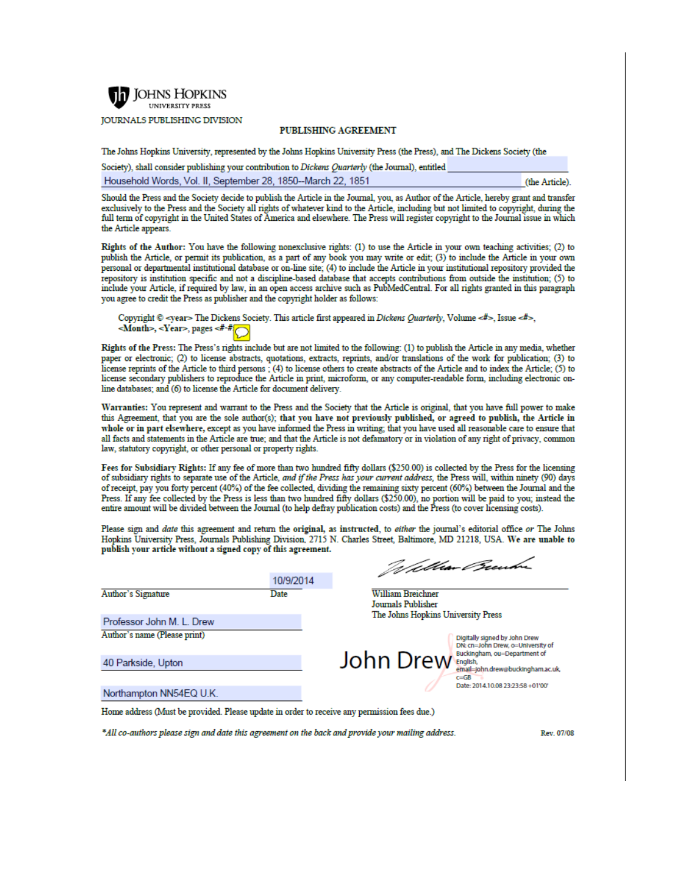JOHNS HOPKINS
UNIVERSITY PRESS

JOURNALS PUBLISHING DIVISION

## PUBLISHING AGREEMENT

The Johns Hopkins University, represented by the Johns Hopkins University Press (the Press), and The Dickens Society (the Society), shall consider publishing your contribution to *Dickens Quarterly* (the Journal), entitled Household Words, Vol. II, September 28, 1850--March 22, 1851 (the Article).

Should the Press and the Society decide to publish the Article in the Journal, you, as Author of the Article, hereby grant and transfer exclusively to the Press and the Society all rights of whatever kind to the Article, including but not limited to copyright, during the full term of copyright in the United States of America and elsewhere. The Press will register copyright to the Journal issue in which the Article appears.

**Rights of the Author:** You have the following nonexclusive rights: (1) to use the Article in your own teaching activities; (2) to publish the Article, or permit its publication, as a part of any book you may write or edit; (3) to include the Article in your own personal or departmental institutional database or on-line site; (4) to include the Article in your institutional repository provided the repository is institution specific and not a discipline-based database that accepts contributions from outside the institution; (5) to include your Article, if required by law, in an open access archive such as PubMedCentral. For all rights granted in this paragraph you agree to credit the Press as publisher and the copyright holder as follows:

> Copyright © <year> The Dickens Society. This article first appeared in *Dickens Quarterly*, Volume <#>, Issue <#>, <Month>, <Year>, pages <#-#>

**Rights of the Press:** The Press's rights include but are not limited to the following: (1) to publish the Article in any media, whether paper or electronic; (2) to license abstracts, quotations, extracts, reprints, and/or translations of the work for publication; (3) to license reprints of the Article to third persons ; (4) to license others to create abstracts of the Article and to index the Article; (5) to license secondary publishers to reproduce the Article in print, microform, or any computer-readable form, including electronic on-line databases; and (6) to license the Article for document delivery.

**Warranties:** You represent and warrant to the Press and the Society that the Article is original, that you have full power to make this Agreement, that you are the sole author(s); **that you have not previously published, or agreed to publish, the Article in whole or in part elsewhere,** except as you have informed the Press in writing; that you have used all reasonable care to ensure that all facts and statements in the Article are true; and that the Article is not defamatory or in violation of any right of privacy, common law, statutory copyright, or other personal or property rights.

**Fees for Subsidiary Rights:** If any fee of more than two hundred fifty dollars ($250.00) is collected by the Press for the licensing of subsidiary rights to separate use of the Article, *and if the Press has your current address,* the Press will, within ninety (90) days of receipt, pay you forty percent (40%) of the fee collected, dividing the remaining sixty percent (60%) between the Journal and the Press. If any fee collected by the Press is less than two hundred fifty dollars ($250.00), no portion will be paid to you; instead the entire amount will be divided between the Journal (to help defray publication costs) and the Press (to cover licensing costs).

Please sign and *date* this agreement and return the **original, as instructed,** to *either* the journal's editorial office *or* The Johns Hopkins University Press, Journals Publishing Division, 2715 N. Charles Street, Baltimore, MD 21218, USA. **We are unable to publish your article without a signed copy of this agreement.**

John Drew — Digitally signed by John Drew DN: cn=John Drew, o=University of Buckingham, ou=Department of English, email=john.drew@buckingham.ac.uk, c=GB Date: 2014.10.08 23:23:58 +01'00'

Author's Signature — Date: 10/9/2014

Professor John M. L. Drew
Author's name (Please print)

40 Parkside, Upton
Northampton NN54EQ U.K.
Home address (Must be provided. Please update in order to receive any permission fees due.)

William Breichner
Journals Publisher
The Johns Hopkins University Press

*\*All co-authors please sign and date this agreement on the back and provide your mailing address.*

Rev. 07/08